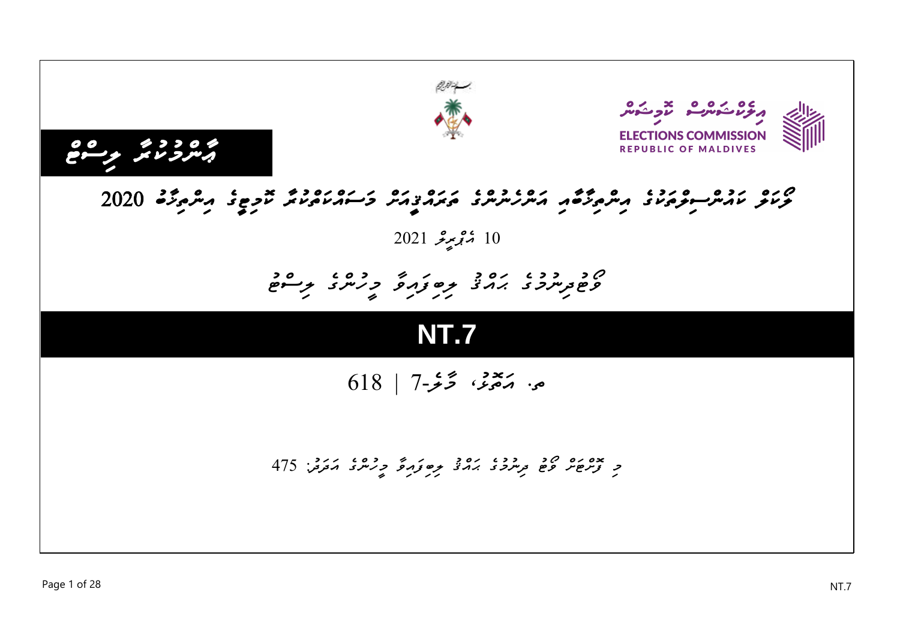بسم الله الرحمن الرحيم

އިލެކްޝަންސް ކޮމިޝަން

ELECTIONS COMMISSION
REPUBLIC OF MALDIVES

އަންފުރުކުރި ލިސްޓު

# ލޯކަލް ކައުންސިލްތަކުގެ އިންތިޚާބާއި އަންހެނުންގެ ތަރައްޤީއަށް މަސައްކަތްކުރާ ކޮމިޓީގެ އިންތިޚާބު 2020

10 އޭޕްރީލް 2021

ވޯޓުދިނުމުގެ ހައްޤު ލިބިފައިވާ މީހުންގެ ލިސްޓު

# NT.7

ށ. އަތޮޅު، މާލެ-7 | 618

މި ފޮންޓަށް ވޯޓު ދިނުމުގެ ހައްޤު ލިބިފައިވާ މީހުންގެ އަދަދު: 475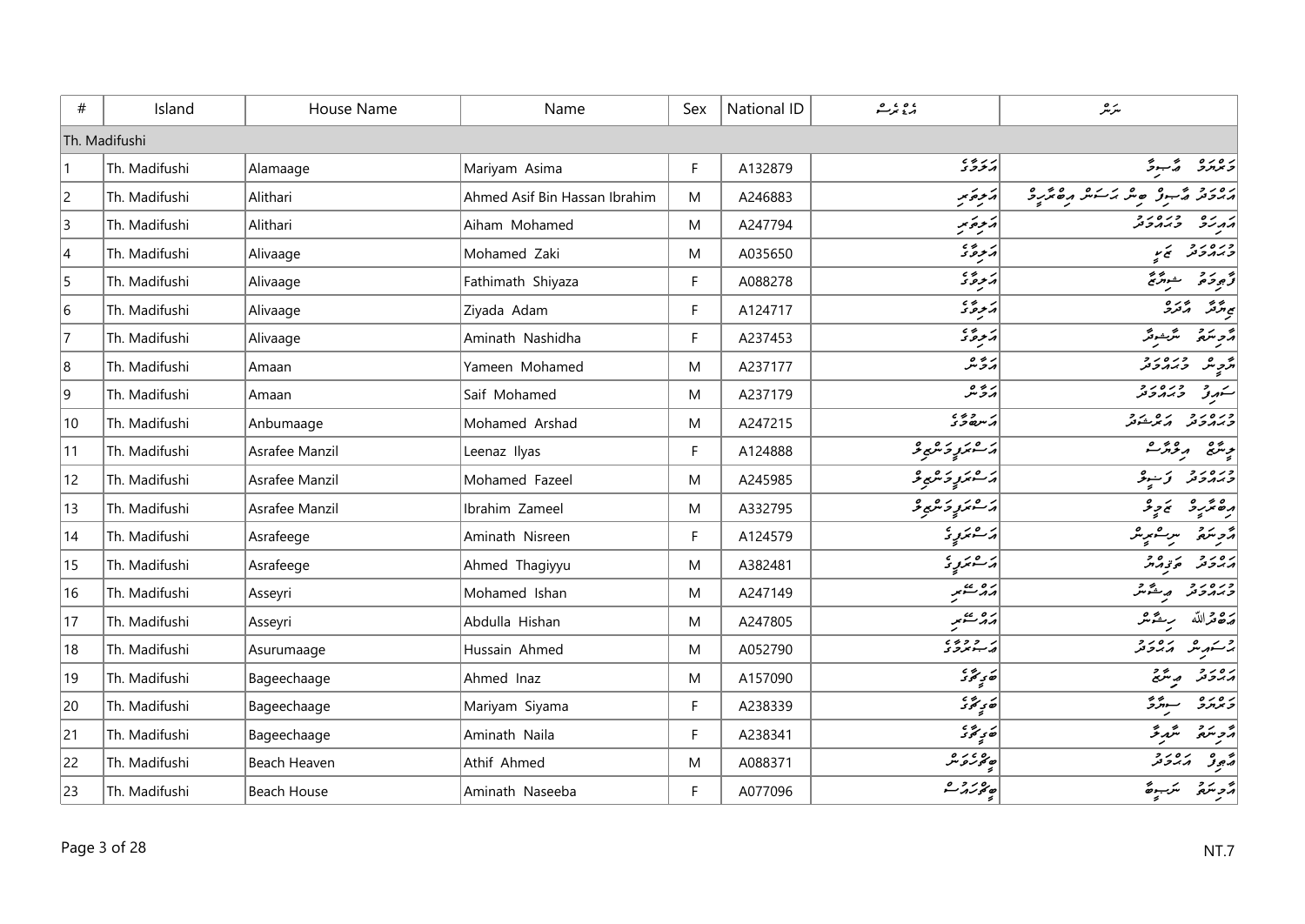| # | Island | House Name | Name | Sex | National ID | ގެއްގެ ނަން | ނަން |
|---|---|---|---|---|---|---|---|
| Th. Madifushi | | | | | | | |
| 1 | Th. Madifushi | Alamaage | Mariyam Asima | F | A132879 | އަލަމާގެ | މަރިޔަމް އާސިމާ |
| 2 | Th. Madifushi | Alithari | Ahmed Asif Bin Hassan Ibrahim | M | A246883 | އަލިތަރި | އަޙްމަދު އާސިފް ބިން ޙަސަން އިބްރާހީމް |
| 3 | Th. Madifushi | Alithari | Aiham Mohamed | M | A247794 | އަލިތަރި | އައިހަމް މުޙައްމަދު |
| 4 | Th. Madifushi | Alivaage | Mohamed Zaki | M | A035650 | އަލިވާގެ | މުޙައްމަދު ޒަކި |
| 5 | Th. Madifushi | Alivaage | Fathimath Shiyaza | F | A088278 | އަލިވާގެ | ފާތިމަތު ޝިޔާޒާ |
| 6 | Th. Madifushi | Alivaage | Ziyada Adam | F | A124717 | އަލިވާގެ | ޒިޔާދާ އާދަމް |
| 7 | Th. Madifushi | Alivaage | Aminath Nashidha | F | A237453 | އަލިވާގެ | އާމިނަތު ނާޝިދާ |
| 8 | Th. Madifushi | Amaan | Yameen Mohamed | M | A237177 | އަމާން | ޔާމީން މުޙައްމަދު |
| 9 | Th. Madifushi | Amaan | Saif Mohamed | M | A237179 | އަމާން | ސައިފް މުޙައްމަދު |
| 10 | Th. Madifushi | Anbumaage | Mohamed Arshad | M | A247215 | އަނބުމާގެ | މުޙައްމަދު އަރުޝަދު |
| 11 | Th. Madifushi | Asrafee Manzil | Leenaz Ilyas | F | A124888 | އަސްރަފީމަންޒިލް | ލީނާޒް އިލްޔާސް |
| 12 | Th. Madifushi | Asrafee Manzil | Mohamed Fazeel | M | A245985 | އަސްރަފީމަންޒިލް | މުޙައްމަދު ފަޒީލް |
| 13 | Th. Madifushi | Asrafee Manzil | Ibrahim Zameel | M | A332795 | އަސްރަފީމަންޒިލް | އިބްރާހީމް ޒަމީލް |
| 14 | Th. Madifushi | Asrafeege | Aminath Nisreen | F | A124579 | އަސްރަފީގެ | އާމިނަތު ނިސްރީން |
| 15 | Th. Madifushi | Asrafeege | Ahmed Thagiyyu | M | A382481 | އަސްރަފީގެ | އަޙްމަދު ތަޤިއްޔު |
| 16 | Th. Madifushi | Asseyri | Mohamed Ishan | M | A247149 | އައްސޭރި | މުޙައްމަދު އިޝާން |
| 17 | Th. Madifushi | Asseyri | Abdulla Hishan | M | A247805 | އައްސޭރި | އަބްދުﷲ ހިޝާން |
| 18 | Th. Madifushi | Asurumaage | Hussain Ahmed | M | A052790 | އަސުރުމާގެ | ޙުސައިން އަޙްމަދު |
| 19 | Th. Madifushi | Bageechaage | Ahmed Inaz | M | A157090 | ބަގީޗާގެ | އަޙްމަދު އިނާޒް |
| 20 | Th. Madifushi | Bageechaage | Mariyam Siyama | F | A238339 | ބަގީޗާގެ | މަރިޔަމް ސިޔާމާ |
| 21 | Th. Madifushi | Bageechaage | Aminath Naila | F | A238341 | ބަގީޗާގެ | އާމިނަތު ނާއިލާ |
| 22 | Th. Madifushi | Beach Heaven | Athif Ahmed | M | A088371 | ބީޗްހެވަން | އާތިފް އަޙްމަދު |
| 23 | Th. Madifushi | Beach House | Aminath Naseeba | F | A077096 | ބީޗްހައުސް | އާމިނަތު ނަސީބާ |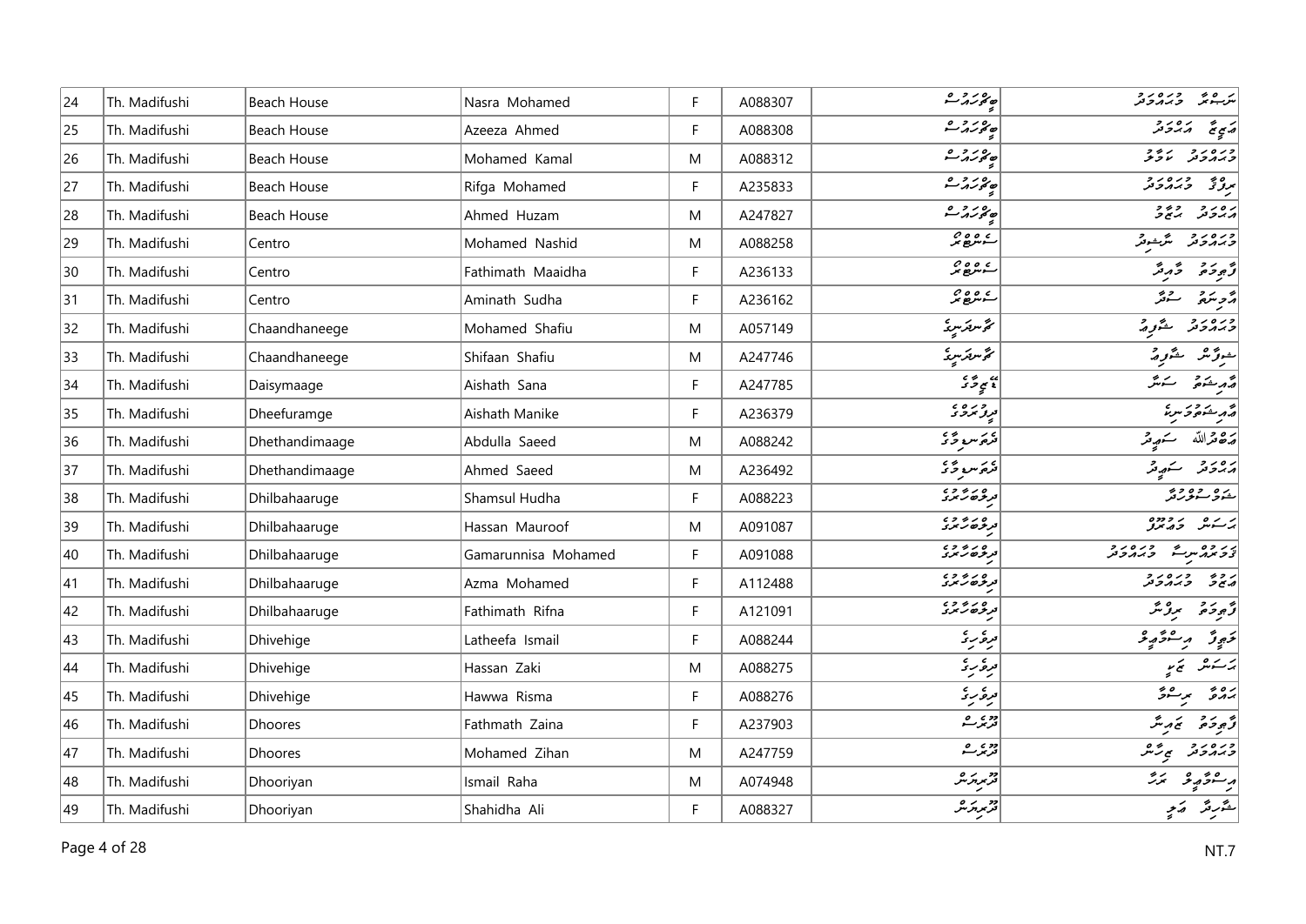| 24 | Th. Madifushi | Beach House | Nasra Mohamed | F | A088307 | ބީޗްހައުސް | ނަސްރާ މުޙައްމަދު |
|---|---|---|---|---|---|---|---|
| 25 | Th. Madifushi | Beach House | Azeeza Ahmed | F | A088308 | ބީޗްހައުސް | އަޒީޒާ އަޙްމަދު |
| 26 | Th. Madifushi | Beach House | Mohamed Kamal | M | A088312 | ބީޗްހައުސް | މުޙައްމަދު ކަމާލް |
| 27 | Th. Madifushi | Beach House | Rifga Mohamed | F | A235833 | ބީޗްހައުސް | ރިފްގާ މުޙައްމަދު |
| 28 | Th. Madifushi | Beach House | Ahmed Huzam | M | A247827 | ބީޗްހައުސް | އަޙްމަދު ހުޒާމް |
| 29 | Th. Madifushi | Centro | Mohamed Nashid | M | A088258 | ސެންޓްރޯ | މުޙައްމަދު ނާޝިދު |
| 30 | Th. Madifushi | Centro | Fathimath Maaidha | F | A236133 | ސެންޓްރޯ | ފާތިމަތު މާއިދާ |
| 31 | Th. Madifushi | Centro | Aminath Sudha | F | A236162 | ސެންޓްރޯ | އާމިނަތު ސުދާ |
| 32 | Th. Madifushi | Chaandhaneege | Mohamed Shafiu | M | A057149 | ޗާނދަނީގެ | މުޙައްމަދު ޝާފިއު |
| 33 | Th. Madifushi | Chaandhaneege | Shifaan Shafiu | M | A247746 | ޗާނދަނީގެ | ޝިފާން ޝާފިއު |
| 34 | Th. Madifushi | Daisymaage | Aishath Sana | F | A247785 | ޑޭޒީމާގެ | އާއިޝަތު ސަނާ |
| 35 | Th. Madifushi | Dheefuramge | Aishath Manike | F | A236379 | ދީފުރަމްގެ | އާއިޝަތުމަނިކެ |
| 36 | Th. Madifushi | Dhethandimaage | Abdulla Saeed | M | A088242 | ދެތަނދިމާގެ | އަބްދުﷲ ސަޢީދު |
| 37 | Th. Madifushi | Dhethandimaage | Ahmed Saeed | M | A236492 | ދެތަނދިމާގެ | އަޙްމަދު ސަޢީދު |
| 38 | Th. Madifushi | Dhilbahaaruge | Shamsul Hudha | F | A088223 | ދިލްބަހާރުގެ | ޝަމްސުލްހުދާ |
| 39 | Th. Madifushi | Dhilbahaaruge | Hassan Mauroof | M | A091087 | ދިލްބަހާރުގެ | ޙަސަން މައުރޫފް |
| 40 | Th. Madifushi | Dhilbahaaruge | Gamarunnisa Mohamed | F | A091088 | ދިލްބަހާރުގެ | ގަމަރުއްނިސާ މުޙައްމަދު |
| 41 | Th. Madifushi | Dhilbahaaruge | Azma Mohamed | F | A112488 | ދިލްބަހާރުގެ | އަޒްމާ މުޙައްމަދު |
| 42 | Th. Madifushi | Dhilbahaaruge | Fathimath Rifna | F | A121091 | ދިލްބަހާރުގެ | ފާތިމަތު ރިފްނާ |
| 43 | Th. Madifushi | Dhivehige | Latheefa Ismail | F | A088244 | ދިވެހިގެ | ލަތީފާ އިސްމާއިލް |
| 44 | Th. Madifushi | Dhivehige | Hassan Zaki | M | A088275 | ދިވެހިގެ | ޙަސަން ޒަކީ |
| 45 | Th. Madifushi | Dhivehige | Hawwa Risma | F | A088276 | ދިވެހިގެ | ޙައްވާ ރިސްމާ |
| 46 | Th. Madifushi | Dhoores | Fathmath Zaina | F | A237903 | ދޫރެސް | ފާތިމަތު ޒައިނާ |
| 47 | Th. Madifushi | Dhoores | Mohamed Zihan | M | A247759 | ދޫރެސް | މުޙައްމަދު ޒިހާން |
| 48 | Th. Madifushi | Dhooriyan | Ismail Raha | M | A074948 | ދޫރިޔަން | އިސްމާއިލް ރަހާ |
| 49 | Th. Madifushi | Dhooriyan | Shahidha Ali | F | A088327 | ދޫރިޔަން | ޝާހިދާ އަލި |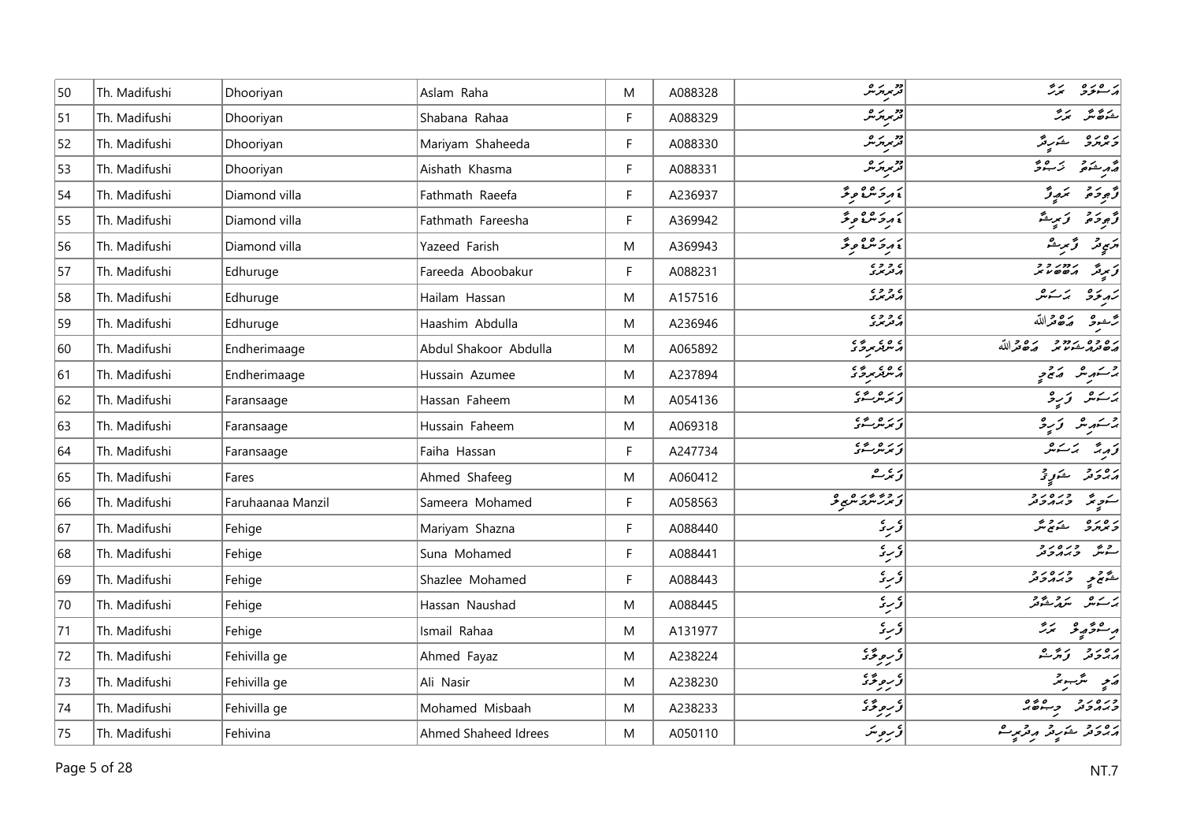| 50 | Th. Madifushi | Dhooriyan | Aslam Raha | M | A088328 | ދޫރިޔަން | އަސްލަމް ރަހާ |
|---|---|---|---|---|---|---|---|
| 51 | Th. Madifushi | Dhooriyan | Shabana Rahaa | F | A088329 | ދޫރިޔަން | ޝަބާނާ ރަހާ |
| 52 | Th. Madifushi | Dhooriyan | Mariyam Shaheeda | F | A088330 | ދޫރިޔަން | މަރިޔަމް ޝަހީދާ |
| 53 | Th. Madifushi | Dhooriyan | Aishath Khasma | F | A088331 | ދޫރިޔަން | އާއިޝަތު ޚަސްމާ |
| 54 | Th. Madifushi | Diamond villa | Fathmath Raeefa | F | A236937 | ޑައިމަންޑް ވިލާ | ފާތިމަތު ރައީފާ |
| 55 | Th. Madifushi | Diamond villa | Fathmath Fareesha | F | A369942 | ޑައިމަންޑް ވިލާ | ފާތިމަތު ފަރީޝާ |
| 56 | Th. Madifushi | Diamond villa | Yazeed Farish | M | A369943 | ޑައިމަންޑް ވިލާ | ޔަޒީދު ފާރިޝް |
| 57 | Th. Madifushi | Edhuruge | Fareeda Aboobakur | F | A088231 | އެދުރުގެ | ފަރީދާ އަބޫބަކުރު |
| 58 | Th. Madifushi | Edhuruge | Hailam Hassan | M | A157516 | އެދުރުގެ | ހައިލަމް ހަސަން |
| 59 | Th. Madifushi | Edhuruge | Haashim Abdulla | M | A236946 | އެދުރުގެ | ހާޝިމް އަބްދުﷲ |
| 60 | Th. Madifushi | Endherimaage | Abdul Shakoor Abdulla | M | A065892 | އެންދެރިމާގެ | އަބްދުލްޝަކޫރު އަބްދުﷲ |
| 61 | Th. Madifushi | Endherimaage | Hussain Azumee | M | A237894 | އެންދެރިމާގެ | ޙުސައިން އަޒުމީ |
| 62 | Th. Madifushi | Faransaage | Hassan Faheem | M | A054136 | ފަރަންސާގެ | ހަސަން ފަހީމް |
| 63 | Th. Madifushi | Faransaage | Hussain Faheem | M | A069318 | ފަރަންސާގެ | ޙުސައިން ފަހީމް |
| 64 | Th. Madifushi | Faransaage | Faiha Hassan | F | A247734 | ފަރަންސާގެ | ފައިހާ ހަސަން |
| 65 | Th. Madifushi | Fares | Ahmed Shafeeg | M | A060412 | ފަރެސް | އަހުމަދު ޝަފީގު |
| 66 | Th. Madifushi | Faruhaanaa Manzil | Sameera Mohamed | F | A058563 | ފަރުހާނާމަންޒިލް | ސަމީރާ މުހައްމަދު |
| 67 | Th. Madifushi | Fehige | Mariyam Shazna | F | A088440 | ފެހިގެ | މަރިޔަމް ޝަޒްނާ |
| 68 | Th. Madifushi | Fehige | Suna Mohamed | F | A088441 | ފެހިގެ | ސުނާ މުހައްމަދު |
| 69 | Th. Madifushi | Fehige | Shazlee Mohamed | F | A088443 | ފެހިގެ | ޝަޒްލީ މުހައްމަދު |
| 70 | Th. Madifushi | Fehige | Hassan Naushad | M | A088445 | ފެހިގެ | ހަސަން ނައުޝާދު |
| 71 | Th. Madifushi | Fehige | Ismail Rahaa | M | A131977 | ފެހިގެ | އިސްމާއިލް ރަހާ |
| 72 | Th. Madifushi | Fehivilla ge | Ahmed Fayaz | M | A238224 | ފެހިވިލާގެ | އަހުމަދު ފައްޔާޒް |
| 73 | Th. Madifushi | Fehivilla ge | Ali Nasir | M | A238230 | ފެހިވިލާގެ | އަލި ނާސިރު |
| 74 | Th. Madifushi | Fehivilla ge | Mohamed Misbaah | M | A238233 | ފެހިވިލާގެ | މުހައްމަދު މިސްބާހު |
| 75 | Th. Madifushi | Fehivina | Ahmed Shaheed Idrees | M | A050110 | ފެހިވިނަ | އަހުމަދު ޝަހީދު އިދުރީސް |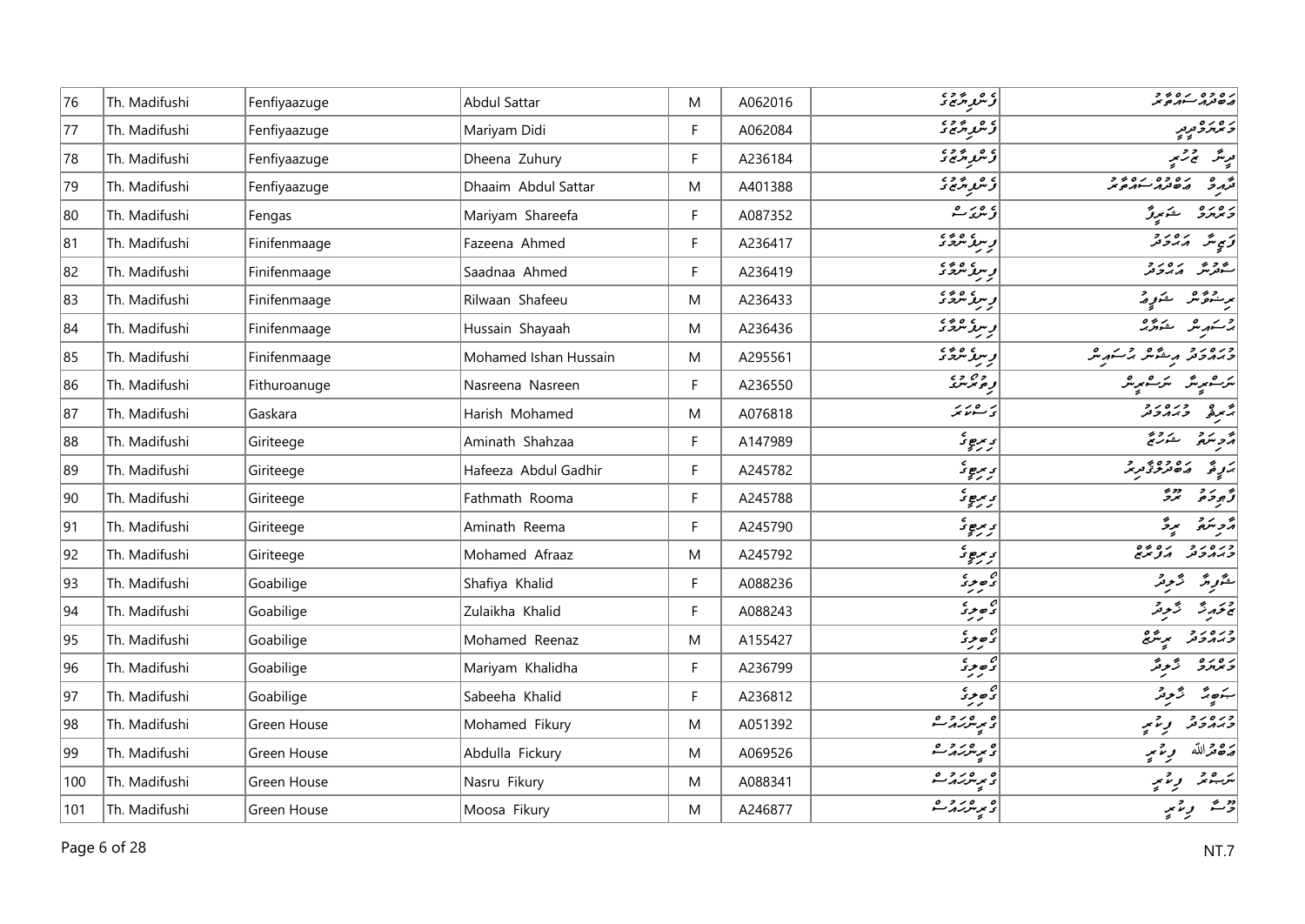| 76 | Th. Madifushi | Fenfiyaazuge | Abdul Sattar | M | A062016 | ފެންފިޔާޒުގެ | އަބްދުލް ސައްތާރު |
|---|---|---|---|---|---|---|---|
| 77 | Th. Madifushi | Fenfiyaazuge | Mariyam Didi | F | A062084 | ފެންފިޔާޒުގެ | މަރިޔަމްދީދީ |
| 78 | Th. Madifushi | Fenfiyaazuge | Dheena Zuhury | F | A236184 | ފެންފިޔާޒުގެ | ދީނާ ޒުހުރީ |
| 79 | Th. Madifushi | Fenfiyaazuge | Dhaaim Abdul Sattar | M | A401388 | ފެންފިޔާޒުގެ | ދާއިމް އަބްދުލްސައްތާރު |
| 80 | Th. Madifushi | Fengas | Mariyam Shareefa | F | A087352 | ފެންގަސް | މަރިޔަމް ޝަރީފާ |
| 81 | Th. Madifushi | Finifenmaage | Fazeena Ahmed | F | A236417 | ފިނިފެންމާގެ | ފަޒީނާ އަޙްމަދު |
| 82 | Th. Madifushi | Finifenmaage | Saadnaa Ahmed | F | A236419 | ފިނިފެންމާގެ | ސާދްނާ އަޙްމަދު |
| 83 | Th. Madifushi | Finifenmaage | Rilwaan Shafeeu | M | A236433 | ފިނިފެންމާގެ | ރިލްވާން ޝަފީއު |
| 84 | Th. Madifushi | Finifenmaage | Hussain Shayaah | M | A236436 | ފިނިފެންމާގެ | ހުސައިން ޝަޔާހް |
| 85 | Th. Madifushi | Finifenmaage | Mohamed Ishan Hussain | M | A295561 | ފިނިފެންމާގެ | މުޙައްމަދު އިޝާން ހުސައިން |
| 86 | Th. Madifushi | Fithuroanuge | Nasreena Nasreen | F | A236550 | ފިތުރޯނުގެ | ނަސްރީނާ ނަސްރީން |
| 87 | Th. Madifushi | Gaskara | Harish Mohamed | M | A076818 | ގަސްކަރަ | ހާރިޝް މުޙައްމަދު |
| 88 | Th. Madifushi | Giriteege | Aminath Shahzaa | F | A147989 | ގިރިޓީގެ | އާމިނަތު ޝަހުޒާ |
| 89 | Th. Madifushi | Giriteege | Hafeeza Abdul Gadhir | F | A245782 | ގިރިޓީގެ | ހަފީޒާ އަބްދުލްޤާދިރު |
| 90 | Th. Madifushi | Giriteege | Fathmath Rooma | F | A245788 | ގިރިޓީގެ | ފާތިމަތު ރޫމާ |
| 91 | Th. Madifushi | Giriteege | Aminath Reema | F | A245790 | ގިރިޓީގެ | އާމިނަތު ރީމާ |
| 92 | Th. Madifushi | Giriteege | Mohamed Afraaz | M | A245792 | ގިރިޓީގެ | މުޙައްމަދު އަފްރާޒް |
| 93 | Th. Madifushi | Goabilige | Shafiya Khalid | F | A088236 | ގޯބިލިގެ | ޝާފިޔާ ހާލިދު |
| 94 | Th. Madifushi | Goabilige | Zulaikha Khalid | F | A088243 | ގޯބިލިގެ | ޒުލައިހާ ހާލިދު |
| 95 | Th. Madifushi | Goabilige | Mohamed Reenaz | M | A155427 | ގޯބިލިގެ | މުޙައްމަދު ރީނާޒް |
| 96 | Th. Madifushi | Goabilige | Mariyam Khalidha | F | A236799 | ގޯބިލިގެ | މަރިޔަމް ހާލިދާ |
| 97 | Th. Madifushi | Goabilige | Sabeeha Khalid | F | A236812 | ގޯބިލިގެ | ސަބީހާ ހާލިދު |
| 98 | Th. Madifushi | Green House | Mohamed Fikury | M | A051392 | ގްރީންހައުސް | މުޙައްމަދު ފިކުރީ |
| 99 | Th. Madifushi | Green House | Abdulla Fickury | M | A069526 | ގްރީންހައުސް | އަބްދުالله ފިކުރީ |
| 100 | Th. Madifushi | Green House | Nasru Fikury | M | A088341 | ގްރީންހައުސް | ނަސްރު ފިކުރީ |
| 101 | Th. Madifushi | Green House | Moosa Fikury | M | A246877 | ގްރީންހައުސް | މޫސާ ފިކުރީ |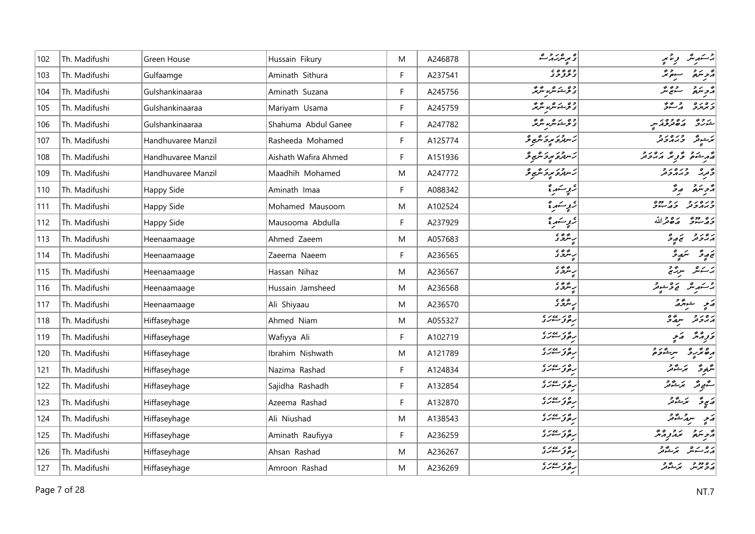| 102 | Th. Madifushi | Green House | Hussain Fikury | M | A246878 | ގްރީންހައުސް | ހުސައިން ފިކުރީ |
|---|---|---|---|---|---|---|---|
| 103 | Th. Madifushi | Gulfaamge | Aminath Sithura | F | A237541 | ގުލްފާމްގެ | އާމިނަތު ސިތުރާ |
| 104 | Th. Madifushi | Gulshankinaaraa | Aminath Suzana | F | A245756 | ގުލްޝަންކިނާރާ | އާމިނަތު ސުޒާނާ |
| 105 | Th. Madifushi | Gulshankinaaraa | Mariyam Usama | F | A245759 | ގުލްޝަންކިނާރާ | މަރިޔަމް އުސާމާ |
| 106 | Th. Madifushi | Gulshankinaaraa | Shahuma Abdul Ganee | F | A247782 | ގުލްޝަންކިނާރާ | ޝަހުމާ އަބްދުލްޣަނީ |
| 107 | Th. Madifushi | Handhuvaree Manzil | Rasheeda Mohamed | F | A125774 | ހަނދުވަރީމަންޒިލް | ރަޝީދާ މުޙައްމަދު |
| 108 | Th. Madifushi | Handhuvaree Manzil | Aishath Wafira Ahmed | F | A151936 | ހަނދުވަރީމަންޒިލް | އާއިޝަތު ވާފިރާ އަޙްމަދު |
| 109 | Th. Madifushi | Handhuvaree Manzil | Maadhih Mohamed | M | A247772 | ހަނދުވަރީމަންޒިލް | މާދިހް މުޙައްމަދު |
| 110 | Th. Madifushi | Happy Side | Aminath Imaa | F | A088342 | ހެޕީސައިޑް | އާމިނަތު އިމާ |
| 111 | Th. Madifushi | Happy Side | Mohamed Mausoom | M | A102524 | ހެޕީސައިޑް | މުޙައްމަދު މައުސޫމް |
| 112 | Th. Madifushi | Happy Side | Mausooma Abdulla | F | A237929 | ހެޕީސައިޑް | މައުސޫމާ އަބްދުﷲ |
| 113 | Th. Madifushi | Heenaamaage | Ahmed Zaeem | M | A057683 | ހީނާމާގެ | އަޙްމަދު ޒަޢީމް |
| 114 | Th. Madifushi | Heenaamaage | Zaeema Naeem | F | A236565 | ހީނާމާގެ | ޒަޢީމާ ނަޢީމް |
| 115 | Th. Madifushi | Heenaamaage | Hassan Nihaz | M | A236567 | ހީނާމާގެ | ހަސަން ނިހާޒް |
| 116 | Th. Madifushi | Heenaamaage | Hussain Jamsheed | M | A236568 | ހީނާމާގެ | ހުސައިން ޖަމްޝީދު |
| 117 | Th. Madifushi | Heenaamaage | Ali Shiyaau | M | A236570 | ހީނާމާގެ | އަލި ޝިޔާއު |
| 118 | Th. Madifushi | Hiffaseyhage | Ahmed Niam | M | A055327 | ހިއްފަސޭހަގެ | އަޙްމަދު ނިޢަމް |
| 119 | Th. Madifushi | Hiffaseyhage | Wafiyya Ali | F | A102719 | ހިއްފަސޭހަގެ | ވަފިއްޔާ އަލި |
| 120 | Th. Madifushi | Hiffaseyhage | Ibrahim Nishwath | M | A121789 | ހިއްފަސޭހަގެ | އިބްރާހީމް ނިޝްވަތު |
| 121 | Th. Madifushi | Hiffaseyhage | Nazima Rashad | F | A124834 | ހިއްފަސޭހަގެ | ނާޒިމާ ރަޝާދު |
| 122 | Th. Madifushi | Hiffaseyhage | Sajidha Rashadh | F | A132854 | ހިއްފަސޭހަގެ | ސާޖިދާ ރަޝާދު |
| 123 | Th. Madifushi | Hiffaseyhage | Azeema Rashad | F | A132870 | ހިއްފަސޭހަގެ | އަޒީމާ ރަޝާދު |
| 124 | Th. Madifushi | Hiffaseyhage | Ali Niushad | M | A138543 | ހިއްފަސޭހަގެ | އަލި ނިއުޝާދު |
| 125 | Th. Madifushi | Hiffaseyhage | Aminath Raufiyya | F | A236259 | ހިއްފަސޭހަގެ | އާމިނަތު ރައުފިއްޔާ |
| 126 | Th. Madifushi | Hiffaseyhage | Ahsan Rashad | M | A236267 | ހިއްފަސޭހަގެ | އަޙްސަން ރަޝާދު |
| 127 | Th. Madifushi | Hiffaseyhage | Amroon Rashad | M | A236269 | ހިއްފަސޭހަގެ | އަމްރޫން ރަޝާދު |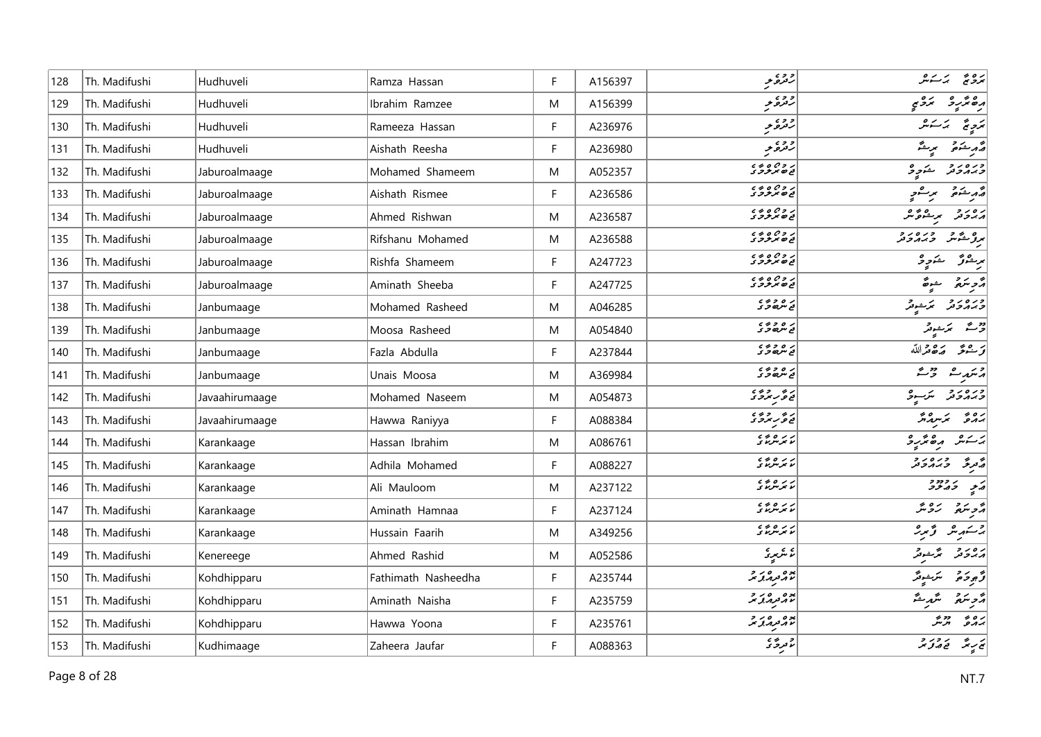| 128 | Th. Madifushi | Hudhuveli | Ramza Hassan | F | A156397 | ހުދުވެލި | ރަމްޒާ ހަސަން |
|---|---|---|---|---|---|---|---|
| 129 | Th. Madifushi | Hudhuveli | Ibrahim Ramzee | M | A156399 | ހުދުވެލި | އިބްރާހީމް ރަމްޒީ |
| 130 | Th. Madifushi | Hudhuveli | Rameeza Hassan | F | A236976 | ހުދުވެލި | ރަމީޒާ ހަސަން |
| 131 | Th. Madifushi | Hudhuveli | Aishath Reesha | F | A236980 | ހުދުވެލި | އައިޝަތު ރީޝާ |
| 132 | Th. Madifushi | Jaburoalmaage | Mohamed Shameem | M | A052357 | ޖަބުރޯލްމާގެ | މުހައްމަދު ޝަމީމް |
| 133 | Th. Madifushi | Jaburoalmaage | Aishath Rismee | F | A236586 | ޖަބުރޯލްމާގެ | އައިޝަތު ރިސްމީ |
| 134 | Th. Madifushi | Jaburoalmaage | Ahmed Rishwan | M | A236587 | ޖަބުރޯލްމާގެ | އަހްމަދު ރިޝްވާން |
| 135 | Th. Madifushi | Jaburoalmaage | Rifshanu Mohamed | M | A236588 | ޖަބުރޯލްމާގެ | ރިފްޝާނު މުހައްމަދު |
| 136 | Th. Madifushi | Jaburoalmaage | Rishfa Shameem | F | A247723 | ޖަބުރޯލްމާގެ | ރިޝްފާ ޝަމީމް |
| 137 | Th. Madifushi | Jaburoalmaage | Aminath Sheeba | F | A247725 | ޖަބުރޯލްމާގެ | އާމިނަތު ޝީބާ |
| 138 | Th. Madifushi | Janbumaage | Mohamed Rasheed | M | A046285 | ޖަންބުމާގެ | މުހައްމަދު ރަޝީދު |
| 139 | Th. Madifushi | Janbumaage | Moosa Rasheed | M | A054840 | ޖަންބުމާގެ | މޫސާ ރަޝީދު |
| 140 | Th. Madifushi | Janbumaage | Fazla Abdulla | F | A237844 | ޖަންބުމާގެ | ފަޟްލާ އަބްދުﷲ |
| 141 | Th. Madifushi | Janbumaage | Unais Moosa | M | A369984 | ޖަންބުމާގެ | އުނައިސް މޫސާ |
| 142 | Th. Madifushi | Javaahirumaage | Mohamed Naseem | M | A054873 | ޖަވާހިރުމާގެ | މުހައްމަދު ނަސީމް |
| 143 | Th. Madifushi | Javaahirumaage | Hawwa Raniyya | F | A088384 | ޖަވާހިރުމާގެ | ހައްވާ ރަނިއްޔާ |
| 144 | Th. Madifushi | Karankaage | Hassan Ibrahim | M | A086761 | ކަރަންކާގެ | ހަސަން އިބްރާހީމް |
| 145 | Th. Madifushi | Karankaage | Adhila Mohamed | F | A088227 | ކަރަންކާގެ | އާދިލާ މުހައްމަދު |
| 146 | Th. Madifushi | Karankaage | Ali Mauloom | M | A237122 | ކަރަންކާގެ | އަލި މައުލޫމް |
| 147 | Th. Madifushi | Karankaage | Aminath Hamnaa | F | A237124 | ކަރަންކާގެ | އާމިނަތު ހަމްނާ |
| 148 | Th. Madifushi | Karankaage | Hussain Faarih | M | A349256 | ކަރަންކާގެ | ހުސައިން ފާރިހު |
| 149 | Th. Madifushi | Kenereege | Ahmed Rashid | M | A052586 | ކެނެރީގެ | އަހްމަދު ރާޝިދު |
| 150 | Th. Madifushi | Kohdhipparu | Fathimath Nasheedha | F | A235744 | ކޮއްދިއްޕަރު | ފާތިމަތު ނަޝީދާ |
| 151 | Th. Madifushi | Kohdhipparu | Aminath Naisha | F | A235759 | ކޮއްދިއްޕަރު | އާމިނަތު ނާއިޝާ |
| 152 | Th. Madifushi | Kohdhipparu | Hawwa Yoona | F | A235761 | ކޮއްދިއްޕަރު | ހައްވާ ޔޫނާ |
| 153 | Th. Madifushi | Kudhimaage | Zaheera Jaufar | F | A088363 | ކުދިމާގެ | ޒަހީރާ ޖައުފަރު |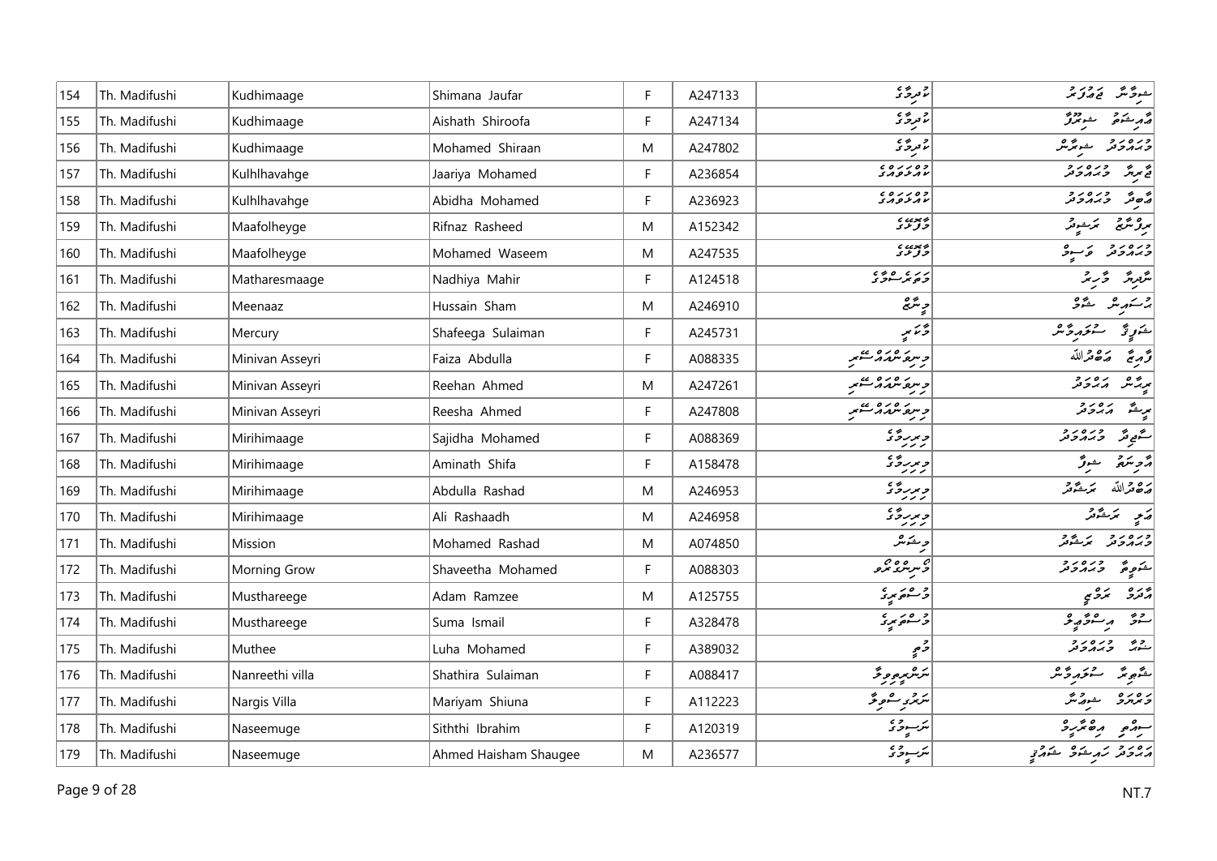| 154 | Th. Madifushi | Kudhimaage | Shimana Jaufar | F | A247133 | ކުދިމާގެ | ޝިމާނާ ޖައުފަރު |
|---|---|---|---|---|---|---|---|
| 155 | Th. Madifushi | Kudhimaage | Aishath Shiroofa | F | A247134 | ކުދިމާގެ | އައިޝަތު ޝިރޫފާ |
| 156 | Th. Madifushi | Kudhimaage | Mohamed Shiraan | M | A247802 | ކުދިމާގެ | މުހައްމަދު ޝިރާން |
| 157 | Th. Madifushi | Kulhlhavahge | Jaariya Mohamed | F | A236854 | ކުޅަވަށްގެ | ޖާރިޔާ މުހައްމަދު |
| 158 | Th. Madifushi | Kulhlhavahge | Abidha Mohamed | F | A236923 | ކުޅަވަށްގެ | އާބިދާ މުހައްމަދު |
| 159 | Th. Madifushi | Maafolheyge | Rifnaz Rasheed | M | A152342 | މާފޮޅޭގެ | ރިފްނާޒް ރަޝީދު |
| 160 | Th. Madifushi | Maafolheyge | Mohamed Waseem | M | A247535 | މާފޮޅޭގެ | މުހައްމަދު ވަސީމް |
| 161 | Th. Madifushi | Matharesmaage | Nadhiya Mahir | F | A124518 | މަތަރެސްމާގެ | ނާދިޔާ މާހިރު |
| 162 | Th. Madifushi | Meenaaz | Hussain Sham | M | A246910 | މީނާޒް | ހުސައިން ޝާމް |
| 163 | Th. Madifushi | Mercury | Shafeega Sulaiman | F | A245731 | މާކިއުރީ | ޝަފީގާ ސުލައިމާން |
| 164 | Th. Madifushi | Minivan Asseyri | Faiza Abdulla | F | A088335 | މިނިވަން އައްސޭރި | ފާއިޒާ އަބްދުﷲ |
| 165 | Th. Madifushi | Minivan Asseyri | Reehan Ahmed | M | A247261 | މިނިވަން އައްސޭރި | ރީހާން އަހްމަދު |
| 166 | Th. Madifushi | Minivan Asseyri | Reesha Ahmed | F | A247808 | މިނިވަން އައްސޭރި | ރީޝާ އަހްމަދު |
| 167 | Th. Madifushi | Mirihimaage | Sajidha Mohamed | F | A088369 | މިރިހިމާގެ | ސާޖިދާ މުހައްމަދު |
| 168 | Th. Madifushi | Mirihimaage | Aminath Shifa | F | A158478 | މިރިހިމާގެ | އާމިނަތު ޝިފާ |
| 169 | Th. Madifushi | Mirihimaage | Abdulla Rashad | M | A246953 | މިރިހިމާގެ | އަބްދުﷲ ރަޝާދު |
| 170 | Th. Madifushi | Mirihimaage | Ali Rashaadh | M | A246958 | މިރިހިމާގެ | އަލި ރަޝާދު |
| 171 | Th. Madifushi | Mission | Mohamed Rashad | M | A074850 | މިޝަން | މުހައްމަދު ރަޝާދު |
| 172 | Th. Madifushi | Morning Grow | Shaveetha Mohamed | F | A088303 | މޯނިންގ ގްރޯ | ޝަވީތާ މުހައްމަދު |
| 173 | Th. Madifushi | Musthareege | Adam Ramzee | M | A125755 | މުސްތަރީގެ | އާދަމް ރަމްޒީ |
| 174 | Th. Madifushi | Musthareege | Suma Ismail | F | A328478 | މުސްތަރީގެ | ސުމާ އިސްމާޢިލް |
| 175 | Th. Madifushi | Muthee | Luha Mohamed | F | A389032 | މުތީ | ލުހާ މުހައްމަދު |
| 176 | Th. Madifushi | Nanreethi villa | Shathira Sulaiman | F | A088417 | ނަންރީތިވިލާ | ޝާތިރާ ސުލައިމާން |
| 177 | Th. Madifushi | Nargis Villa | Mariyam Shiuna | F | A112223 | ނަރުގިސްވިލާ | މަރިޔަމް ޝިއުނާ |
| 178 | Th. Madifushi | Naseemuge | Siththi Ibrahim | F | A120319 | ނަސީމުގެ | ސިއްތި އިބްރާހިމް |
| 179 | Th. Madifushi | Naseemuge | Ahmed Haisham Shaugee | M | A236577 | ނަސީމުގެ | އަހްމަދު ހައިޝަމް ޝައުޤީ |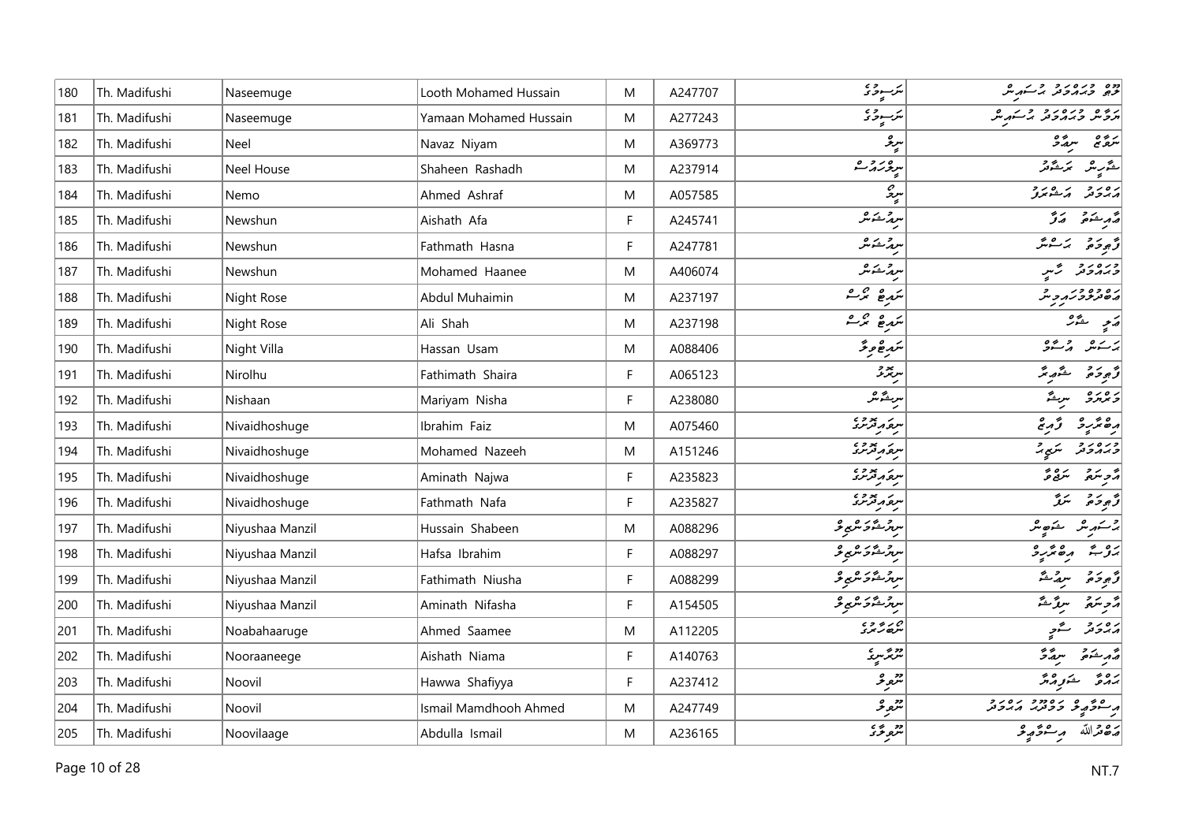| 180 | Th. Madifushi | Naseemuge | Looth Mohamed Hussain | M | A247707 | ނަސީމުގެ | ލޫތު މުހައްމަދު ހުސައިން |
|---|---|---|---|---|---|---|---|
| 181 | Th. Madifushi | Naseemuge | Yamaan Mohamed Hussain | M | A277243 | ނަސީމުގެ | ޔަމާން މުހައްމަދު ހުސައިން |
| 182 | Th. Madifushi | Neel | Navaz Niyam | M | A369773 | ނީލް | ނަވާޒް ނިޔާމް |
| 183 | Th. Madifushi | Neel House | Shaheen Rashadh | M | A237914 | ނީލްހައުސް | ޝާހީން ރަޝާދު |
| 184 | Th. Madifushi | Nemo | Ahmed Ashraf | M | A057585 | ނީމޯ | އަހުމަދު އަޝްރަފު |
| 185 | Th. Madifushi | Newshun | Aishath Afa | F | A245741 | ނިއުޝަން | އާއިޝަތު އަފާ |
| 186 | Th. Madifushi | Newshun | Fathmath Hasna | F | A247781 | ނިއުޝަން | ފާތިމަތު ހަސްނާ |
| 187 | Th. Madifushi | Newshun | Mohamed Haanee | M | A406074 | ނިއުޝަން | މުހައްމަދު ހާނީ |
| 188 | Th. Madifushi | Night Rose | Abdul Muhaimin | M | A237197 | ނައިޓް ރޯސް | އަބްދުލްމުހައިމިން |
| 189 | Th. Madifushi | Night Rose | Ali Shah | M | A237198 | ނައިޓް ރޯސް | އަލީ ޝާހް |
| 190 | Th. Madifushi | Night Villa | Hassan Usam | M | A088406 | ނައިޓްވިލާ | ހަސަން އުސާމް |
| 191 | Th. Madifushi | Nirolhu | Fathimath Shaira | F | A065123 | ނިރޮޅު | ފާތިމަތު ޝާއިރާ |
| 192 | Th. Madifushi | Nishaan | Mariyam Nisha | F | A238080 | ނިޝާން | މަރިޔަމް ނިޝާ |
| 193 | Th. Madifushi | Nivaidhoshuge | Ibrahim Faiz | M | A075460 | ނިވައިދޮށުގެ | އިބްރާހީމް ފާއިޒް |
| 194 | Th. Madifushi | Nivaidhoshuge | Mohamed Nazeeh | M | A151246 | ނިވައިދޮށުގެ | މުހައްމަދު ނަޒީހު |
| 195 | Th. Madifushi | Nivaidhoshuge | Aminath Najwa | F | A235823 | ނިވައިދޮށުގެ | އާމިނަތު ނަޖްވާ |
| 196 | Th. Madifushi | Nivaidhoshuge | Fathmath Nafa | F | A235827 | ނިވައިދޮށުގެ | ފާތިމަތު ނަފާ |
| 197 | Th. Madifushi | Niyushaa Manzil | Hussain Shabeen | M | A088296 | ނިޔުޝާމަންޒިލް | ހުސައިން ޝަބީން |
| 198 | Th. Madifushi | Niyushaa Manzil | Hafsa Ibrahim | F | A088297 | ނިޔުޝާމަންޒިލް | ހަފްސާ އިބްރާހީމް |
| 199 | Th. Madifushi | Niyushaa Manzil | Fathimath Niusha | F | A088299 | ނިޔުޝާމަންޒިލް | ފާތިމަތު ނިއުޝާ |
| 200 | Th. Madifushi | Niyushaa Manzil | Aminath Nifasha | F | A154505 | ނިޔުޝާމަންޒިލް | އާމިނަތު ނިފާޝާ |
| 201 | Th. Madifushi | Noabahaaruge | Ahmed Saamee | M | A112205 | ނޯބަހާރުގެ | އަހުމަދު ސާމީ |
| 202 | Th. Madifushi | Nooraaneege | Aishath Niama | F | A140763 | ނޫރާނީގެ | އާއިޝަތު ނިއުމާ |
| 203 | Th. Madifushi | Noovil | Hawwa Shafiyya | F | A237412 | ނޫވިލް | ހައްވާ ޝަފިއްޔާ |
| 204 | Th. Madifushi | Noovil | Ismail Mamdhooh Ahmed | M | A247749 | ނޫވިލް | އިސްމާއިލް މަމްދޫހު އަހުމަދު |
| 205 | Th. Madifushi | Noovilaage | Abdulla Ismail | M | A236165 | ނޫވިލާގެ | އަބްދުﷲ އިސްމާއިލް |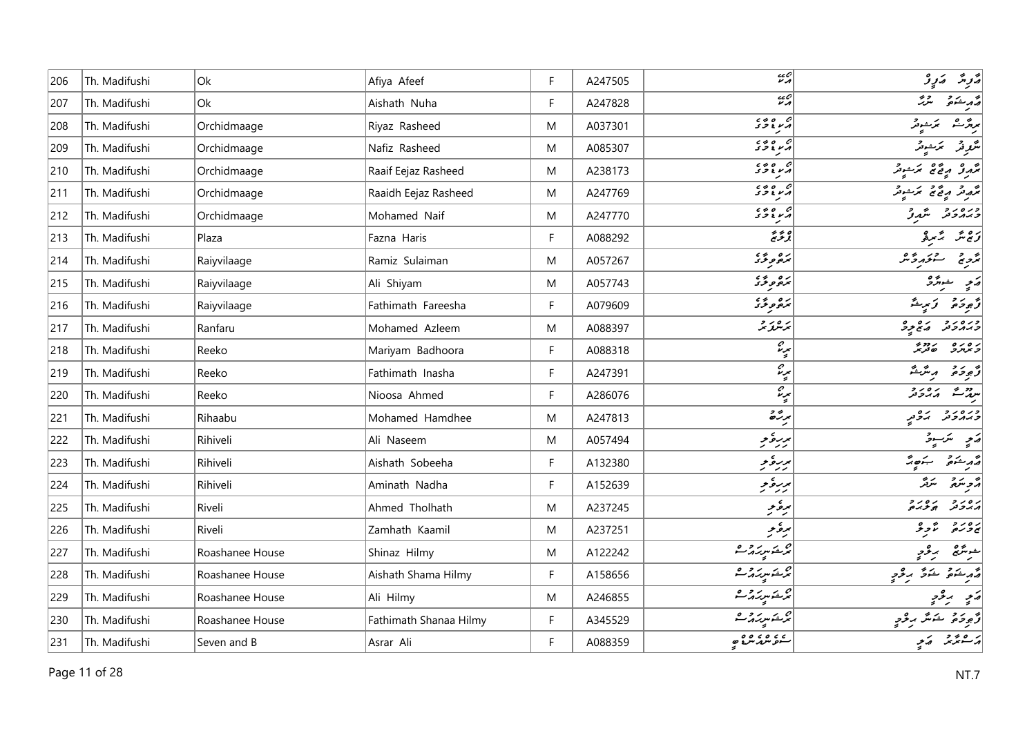| 206 | Th. Madifushi | Ok | Afiya Afeef | F | A247505 | އޯކޭ | އާފިޔާ އަފީފު |
|---|---|---|---|---|---|---|---|
| 207 | Th. Madifushi | Ok | Aishath Nuha | F | A247828 | އޯކޭ | އައިށަތު ނުހާ |
| 208 | Th. Madifushi | Orchidmaage | Riyaz Rasheed | M | A037301 | އޯކިޑްމާގެ | ރިޔާޒް ރަޝީދު |
| 209 | Th. Madifushi | Orchidmaage | Nafiz Rasheed | M | A085307 | އޯކިޑްމާގެ | ނާފިޒް ރަޝީދު |
| 210 | Th. Madifushi | Orchidmaage | Raaif Eejaz Rasheed | M | A238173 | އޯކިޑްމާގެ | ރާއިފް އީޖާޒް ރަޝީދު |
| 211 | Th. Madifushi | Orchidmaage | Raaidh Eejaz Rasheed | M | A247769 | އޯކިޑްމާގެ | ރާއިދު އީޖާޒް ރަޝީދު |
| 212 | Th. Madifushi | Orchidmaage | Mohamed Naif | M | A247770 | އޯކިޑްމާގެ | މުހައްމަދު ނާއިފު |
| 213 | Th. Madifushi | Plaza | Fazna Haris | F | A088292 | ޕްލާޒާ | ފަޒްނާ ހާރިސް |
| 214 | Th. Madifushi | Raiyvilaage | Ramiz Sulaiman | M | A057267 | ރައްވިލާގެ | ރާމިޒް ސުލައިމާން |
| 215 | Th. Madifushi | Raiyvilaage | Ali Shiyam | M | A057743 | ރައްވިލާގެ | އަލި ޝިޔާމް |
| 216 | Th. Madifushi | Raiyvilaage | Fathimath Fareesha | F | A079609 | ރައްވިލާގެ | ފާތިމަތު ފަރީޝާ |
| 217 | Th. Madifushi | Ranfaru | Mohamed Azleem | M | A088397 | ރަންފަރު | މުހައްމަދު އަޒްލީމް |
| 218 | Th. Madifushi | Reeko | Mariyam Badhoora | F | A088318 | ރީކޯ | މަރިޔަމް ބަދޫރާ |
| 219 | Th. Madifushi | Reeko | Fathimath Inasha | F | A247391 | ރީކޯ | ފާތިމަތު އިނާޝާ |
| 220 | Th. Madifushi | Reeko | Nioosa Ahmed | F | A286076 | ރީކޯ | ނިއޫސާ އަހުމަދު |
| 221 | Th. Madifushi | Rihaabu | Mohamed Hamdhee | M | A247813 | ރިހާބު | މުހައްމަދު ހަމްދީ |
| 222 | Th. Madifushi | Rihiveli | Ali Naseem | M | A057494 | ރިހިވެލި | އަލި ނަސީމް |
| 223 | Th. Madifushi | Rihiveli | Aishath Sobeeha | F | A132380 | ރިހިވެލި | އައިށަތު ސަބީހާ |
| 224 | Th. Madifushi | Rihiveli | Aminath Nadha | F | A152639 | ރިހިވެލި | އާމިނަތު ނަދާ |
| 225 | Th. Madifushi | Riveli | Ahmed Tholhath | M | A237245 | ރިވެލި | އަހުމަދު ތޮލްހަތު |
| 226 | Th. Madifushi | Riveli | Zamhath Kaamil | M | A237251 | ރިވެލި | ޒަމްހަތު ކާމިލް |
| 227 | Th. Madifushi | Roashanee House | Shinaz Hilmy | M | A122242 | ރޯޝަނީހައުސް | ޝިނާޒް ހިލްމީ |
| 228 | Th. Madifushi | Roashanee House | Aishath Shama Hilmy | F | A158656 | ރޯޝަނީހައުސް | އައިށަތު ޝަމާ ހިލްމީ |
| 229 | Th. Madifushi | Roashanee House | Ali Hilmy | M | A246855 | ރޯޝަނީހައުސް | އަލި ހިލްމީ |
| 230 | Th. Madifushi | Roashanee House | Fathimath Shanaa Hilmy | F | A345529 | ރޯޝަނީހައުސް | ފާތިމަތު ޝަނާ ހިލްމީ |
| 231 | Th. Madifushi | Seven and B | Asrar Ali | F | A088359 | ސެވެންއެންޑްބީ | އަސްރާރު އަލި |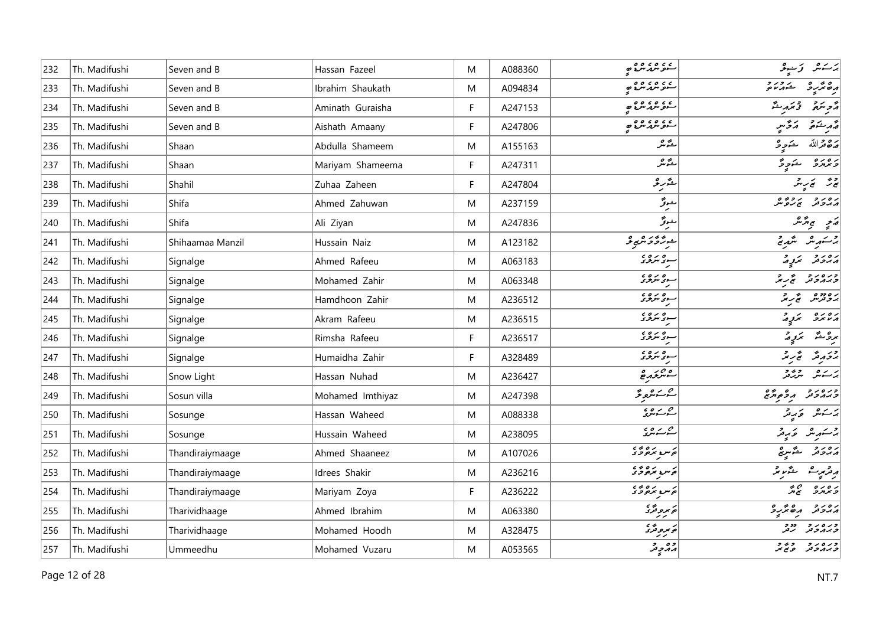| 232 | Th. Madifushi | Seven and B | Hassan Fazeel | M | A088360 | ސެވަންއެންޑްބީ | ހަސަން ފަޟީލް |
|---|---|---|---|---|---|---|---|
| 233 | Th. Madifushi | Seven and B | Ibrahim Shaukath | M | A094834 | ސެވަންއެންޑްބީ | އިބްރާހީމް ޝައުކަތު |
| 234 | Th. Madifushi | Seven and B | Aminath Guraisha | F | A247153 | ސެވަންއެންޑްބީ | އާމިނަތު ގުރައިޝާ |
| 235 | Th. Madifushi | Seven and B | Aishath Amaany | F | A247806 | ސެވަންއެންޑްބީ | އައިޝަތު އަމާނީ |
| 236 | Th. Madifushi | Shaan | Abdulla Shameem | M | A155163 | ޝާން | އަބްދުﷲ ޝަމީމް |
| 237 | Th. Madifushi | Shaan | Mariyam Shameema | F | A247311 | ޝާން | މަރިޔަމް ޝަމީމާ |
| 238 | Th. Madifushi | Shahil | Zuhaa Zaheen | F | A247804 | ޝާހިލް | ޒުހާ ޒަހީން |
| 239 | Th. Madifushi | Shifa | Ahmed Zahuwan | M | A237159 | ޝިފާ | އަޙްމަދު ޒަހުވާން |
| 240 | Th. Madifushi | Shifa | Ali Ziyan | M | A247836 | ޝިފާ | އަލި ޒިޔާން |
| 241 | Th. Madifushi | Shihaamaa Manzil | Hussain Naiz | M | A123182 | ޝިހާމާމަންޒިލް | ހުސައިން ނާއިޒް |
| 242 | Th. Madifushi | Signalge | Ahmed Rafeeu | M | A063183 | ސިގްނަލްގެ | އަޙްމަދު ރަފީއު |
| 243 | Th. Madifushi | Signalge | Mohamed Zahir | M | A063348 | ސިގްނަލްގެ | މުޙައްމަދު ޒާހިރު |
| 244 | Th. Madifushi | Signalge | Hamdhoon Zahir | M | A236512 | ސިގްނަލްގެ | ހަމްދޫން ޒާހިރު |
| 245 | Th. Madifushi | Signalge | Akram Rafeeu | M | A236515 | ސިގްނަލްގެ | އަކްރަމް ރަފީއު |
| 246 | Th. Madifushi | Signalge | Rimsha Rafeeu | F | A236517 | ސިގްނަލްގެ | ރިމްޝާ ރަފީއު |
| 247 | Th. Madifushi | Signalge | Humaidha Zahir | F | A328489 | ސިގްނަލްގެ | ހުމައިދާ ޒާހިރު |
| 248 | Th. Madifushi | Snow Light | Hassan Nuhad | M | A236427 | ސްނޯލައިޓް | ހަސަން ނުހާދު |
| 249 | Th. Madifushi | Sosun villa | Mohamed Imthiyaz | M | A247398 | ސޯސަންވިލާ | މުޙައްމަދު އިމްތިޔާޒް |
| 250 | Th. Madifushi | Sosunge | Hassan Waheed | M | A088338 | ސޯސަންގެ | ހަސަން ވަޙީދު |
| 251 | Th. Madifushi | Sosunge | Hussain Waheed | M | A238095 | ސޯސަންގެ | ހުސައިން ވަޙީދު |
| 252 | Th. Madifushi | Thandiraiymaage | Ahmed Shaaneez | M | A107026 | ތަނދިރަތްމާގެ | އަޙްމަދު ޝާނީޒް |
| 253 | Th. Madifushi | Thandiraiymaage | Idrees Shakir | M | A236216 | ތަނދިރަތްމާގެ | އިދުރީސް ޝާކިރު |
| 254 | Th. Madifushi | Thandiraiymaage | Mariyam Zoya | F | A236222 | ތަނދިރަތްމާގެ | މަރިޔަމް ޒޯޔާ |
| 255 | Th. Madifushi | Tharividhaage | Ahmed Ibrahim | M | A063380 | ތަރިވިދާގެ | އަޙްމަދު އިބްރާހީމް |
| 256 | Th. Madifushi | Tharividhaage | Mohamed Hoodh | M | A328475 | ތަރިވިދާގެ | މުޙައްމަދު ހޫދު |
| 257 | Th. Madifushi | Ummeedhu | Mohamed Vuzaru | M | A053565 | އުއްމީދު | މުޙައްމަދު ވުޒާރު |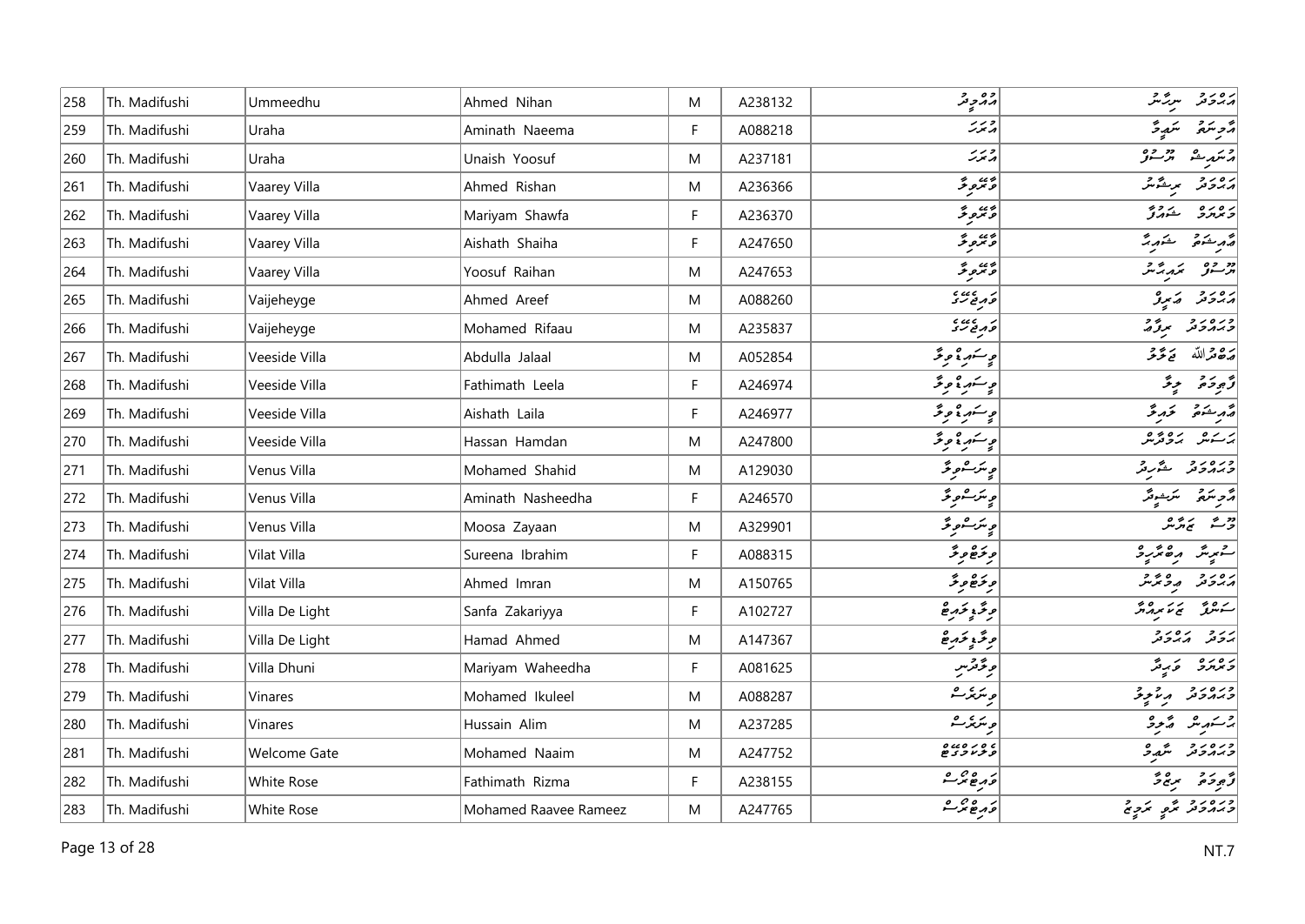| 258 | Th. Madifushi | Ummeedhu | Ahmed Nihan | M | A238132 | އުއްމީދު | އަޙްމަދު ނިހާން |
|---|---|---|---|---|---|---|---|
| 259 | Th. Madifushi | Uraha | Aminath Naeema | F | A088218 | އުރަހަ | އާމިނަތު ނައީމާ |
| 260 | Th. Madifushi | Uraha | Unaish Yoosuf | M | A237181 | އުރަހަ | އުނައިޝް ޔޫސުފް |
| 261 | Th. Madifushi | Vaarey Villa | Ahmed Rishan | M | A236366 | ވާރޭވިލާ | އަޙްމަދު ރިޝާން |
| 262 | Th. Madifushi | Vaarey Villa | Mariyam Shawfa | F | A236370 | ވާރޭވިލާ | މަރިޔަމް ޝައުފާ |
| 263 | Th. Madifushi | Vaarey Villa | Aishath Shaiha | F | A247650 | ވާރޭވިލާ | އާއިޝަތު ޝައިހާ |
| 264 | Th. Madifushi | Vaarey Villa | Yoosuf Raihan | M | A247653 | ވާރޭވިލާ | ޔޫސުފް ރައިހާން |
| 265 | Th. Madifushi | Vaijeheyge | Ahmed Areef | M | A088260 | ވައިޖެހޭގެ | އަޙްމަދު އަރީފް |
| 266 | Th. Madifushi | Vaijeheyge | Mohamed Rifaau | M | A235837 | ވައިޖެހޭގެ | މުޙައްމަދު ރިފާއު |
| 267 | Th. Madifushi | Veeside Villa | Abdulla Jalaal | M | A052854 | ވީސައިޑްވިލާ | އަބްދުﷲ ޖަލާލް |
| 268 | Th. Madifushi | Veeside Villa | Fathimath Leela | F | A246974 | ވީސައިޑްވިލާ | ފާތިމަތު ލީލާ |
| 269 | Th. Madifushi | Veeside Villa | Aishath Laila | F | A246977 | ވީސައިޑްވިލާ | އާއިޝަތު ލައިލާ |
| 270 | Th. Madifushi | Veeside Villa | Hassan Hamdan | M | A247800 | ވީސައިޑްވިލާ | ހަސަން ހަމްދާން |
| 271 | Th. Madifushi | Venus Villa | Mohamed Shahid | M | A129030 | ވީނަސްވިލާ | މުޙައްމަދު ޝާހިދު |
| 272 | Th. Madifushi | Venus Villa | Aminath Nasheedha | F | A246570 | ވީނަސްވިލާ | އާމިނަތު ނަޝީދާ |
| 273 | Th. Madifushi | Venus Villa | Moosa Zayaan | M | A329901 | ވީނަސްވިލާ | މޫސާ ޒަޔާން |
| 274 | Th. Madifushi | Vilat Villa | Sureena Ibrahim | F | A088315 | ވިލަތްވިލާ | ސުރީނާ އިބްރާހިމް |
| 275 | Th. Madifushi | Vilat Villa | Ahmed Imran | M | A150765 | ވިލަތްވިލާ | އަޙްމަދު އިމްރާން |
| 276 | Th. Madifushi | Villa De Light | Sanfa Zakariyya | F | A102727 | ވިލާޑިލައިޓް | ސަންފާ ޒަކަރިއްޔާ |
| 277 | Th. Madifushi | Villa De Light | Hamad Ahmed | M | A147367 | ވިލާޑިލައިޓް | ހަމަދު އަޙްމަދު |
| 278 | Th. Madifushi | Villa Dhuni | Mariyam Waheedha | F | A081625 | ވިލާދުނި | މަރިޔަމް ވަހީދާ |
| 279 | Th. Madifushi | Vinares | Mohamed Ikuleel | M | A088287 | ވިނަރެސް | މުޙައްމަދު އިކުލީލް |
| 280 | Th. Madifushi | Vinares | Hussain Alim | M | A237285 | ވިނަރެސް | ހުސައިން އާލިމް |
| 281 | Th. Madifushi | Welcome Gate | Mohamed Naaim | M | A247752 | ވެލްކަމްގޭޓް | މުޙައްމަދު ނާއިމް |
| 282 | Th. Madifushi | White Rose | Fathimath Rizma | F | A238155 | ވައިޓްރޯސް | ފާތިމަތު ރިޒްމާ |
| 283 | Th. Madifushi | White Rose | Mohamed Raavee Rameez | M | A247765 | ވައިޓްރޯސް | މުޙައްމަދު ރާވީ ރަމީޒު |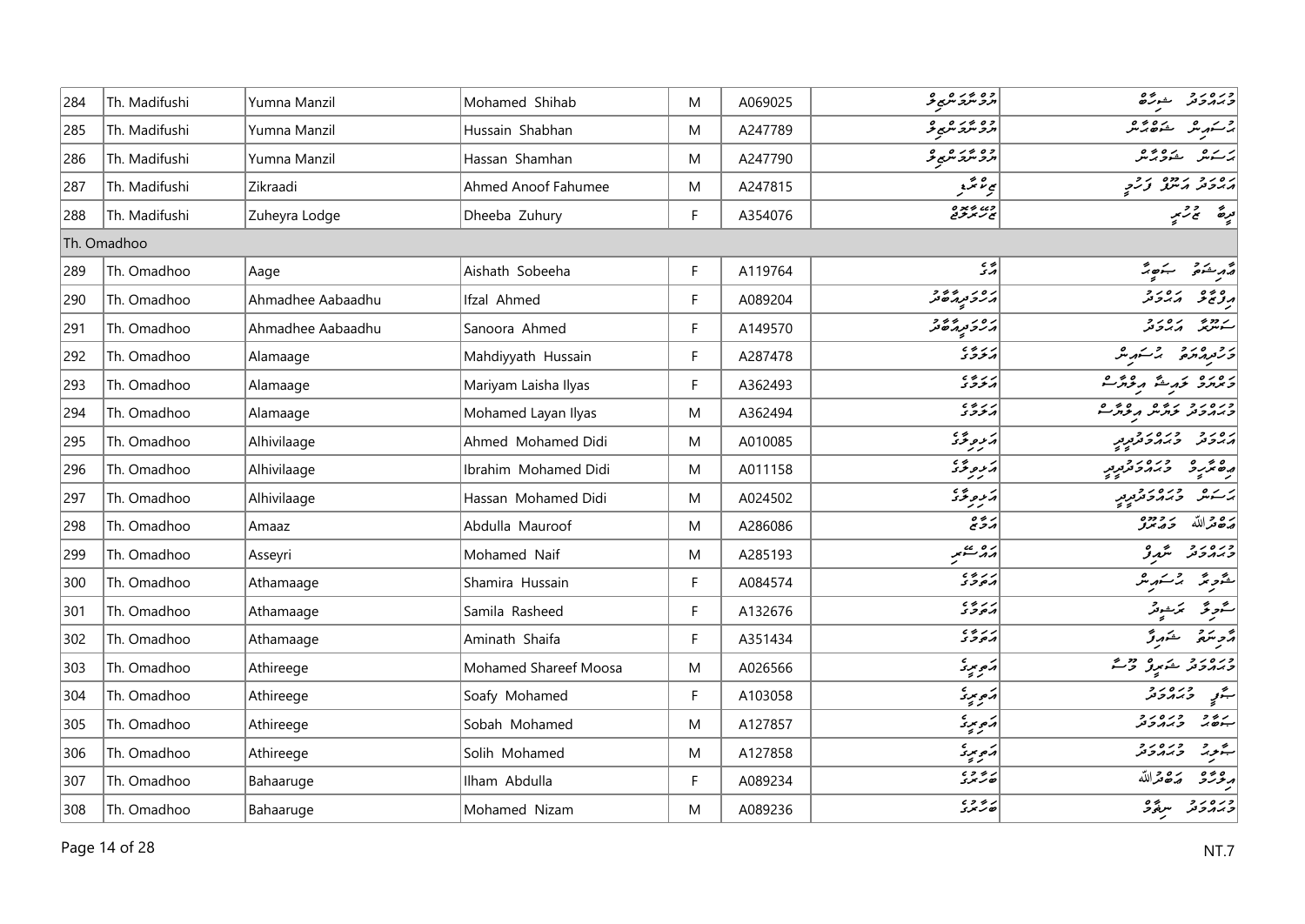| 284 | Th. Madifushi | Yumna Manzil | Mohamed Shihab | M | A069025 | ﺩﻭﻣﻨﺎ ﻣﻨﺰﻝ | ﻣﺤﻤﺪ ﺷﻬﺎﺏ |
|---|---|---|---|---|---|---|---|
| 285 | Th. Madifushi | Yumna Manzil | Hussain Shabhan | M | A247789 | ﺩﻭﻣﻨﺎ ﻣﻨﺰﻝ | ﺣﺴﻴﻦ ﺷﺒﻬﺎﻥ |
| 286 | Th. Madifushi | Yumna Manzil | Hassan Shamhan | M | A247790 | ﺩﻭﻣﻨﺎ ﻣﻨﺰﻝ | ﺣﺴﻦ ﺷﻤﻬﺎﻥ |
| 287 | Th. Madifushi | Zikraadi | Ahmed Anoof Fahumee | M | A247815 | ﺫﻛﺮﺍﺩﻱ | ﺃﺣﻤﺪ ﺃﻧﻮﻑ ﻓﻬﻤﻲ |
| 288 | Th. Madifushi | Zuheyra Lodge | Dheeba Zuhury | F | A354076 | ﺯﻫﻴﺮﺍ ﻟﻮﺝ | ﺩﻳﺒﺎ ﺯﻫﺮﻱ |
| Th. Omadhoo | | | | | | | |
| 289 | Th. Omadhoo | Aage | Aishath Sobeeha | F | A119764 | ﺁﮔﻲ | ﻋﺎﺋﺸﺔ ﺻﺒﻴﺤﺔ |
| 290 | Th. Omadhoo | Ahmadhee Aabaadhu | Ifzal Ahmed | F | A089204 | ﺃﺣﻤﺪﻱ ﺁﺑﺎﺩ | ﺇﻓﻀﺎﻝ ﺃﺣﻤﺪ |
| 291 | Th. Omadhoo | Ahmadhee Aabaadhu | Sanoora Ahmed | F | A149570 | ﺃﺣﻤﺪﻱ ﺁﺑﺎﺩ | ﺳﻨﻮﺭﺍ ﺃﺣﻤﺪ |
| 292 | Th. Omadhoo | Alamaage | Mahdiyyath Hussain | F | A287478 | ﺃﻟﻤﺎﮔﻲ | ﻣﻬﺪﻳﺔ ﺣﺴﻴﻦ |
| 293 | Th. Omadhoo | Alamaage | Mariyam Laisha Ilyas | F | A362493 | ﺃﻟﻤﺎﮔﻲ | ﻣﺮﻳﻢ ﻟﻴﺸﺎ ﺇﻟﻴﺎﺱ |
| 294 | Th. Omadhoo | Alamaage | Mohamed Layan Ilyas | M | A362494 | ﺃﻟﻤﺎﮔﻲ | ﻣﺤﻤﺪ ﻟﻴﺎﻥ ﺇﻟﻴﺎﺱ |
| 295 | Th. Omadhoo | Alhivilaage | Ahmed Mohamed Didi | M | A010085 | ﺃﻟﻬﻴﻮﻻﮔﻲ | ﺃﺣﻤﺪ ﻣﺤﻤﺪ ﺩﻳﺪﻱ |
| 296 | Th. Omadhoo | Alhivilaage | Ibrahim Mohamed Didi | M | A011158 | ﺃﻟﻬﻴﻮﻻﮔﻲ | ﺇﺑﺮﺍﻫﻴﻢ ﻣﺤﻤﺪ ﺩﻳﺪﻱ |
| 297 | Th. Omadhoo | Alhivilaage | Hassan Mohamed Didi | M | A024502 | ﺃﻟﻬﻴﻮﻻﮔﻲ | ﺣﺴﻦ ﻣﺤﻤﺪ ﺩﻳﺪﻱ |
| 298 | Th. Omadhoo | Amaaz | Abdulla Mauroof | M | A286086 | ﺃﻣﺎﺯ | ﻋﺒﺪﺍﻟﻠﻪ ﻣﻌﺮﻭﻑ |
| 299 | Th. Omadhoo | Asseyri | Mohamed Naif | M | A285193 | ﺃﺳﻴﺮﻱ | ﻣﺤﻤﺪ ﻧﺎﺋﻒ |
| 300 | Th. Omadhoo | Athamaage | Shamira Hussain | F | A084574 | ﺃﺗﻤﺎﮔﻲ | ﺷﺎﻣﺮﺓ ﺣﺴﻴﻦ |
| 301 | Th. Omadhoo | Athamaage | Samila Rasheed | F | A132676 | ﺃﺗﻤﺎﮔﻲ | ﺳﺎﻣﻠﺔ ﺭﺷﻴﺪ |
| 302 | Th. Omadhoo | Athamaage | Aminath Shaifa | F | A351434 | ﺃﺗﻤﺎﮔﻲ | ﺁﻣﻨﺔ ﺷﺎﺋﻔﺔ |
| 303 | Th. Omadhoo | Athireege | Mohamed Shareef Moosa | M | A026566 | ﺃﺗﻴﺮﻳﮔﻲ | ﻣﺤﻤﺪ ﺷﺮﻳﻒ ﻣﻮﺳﻰ |
| 304 | Th. Omadhoo | Athireege | Soafy Mohamed | F | A103058 | ﺃﺗﻴﺮﻳﮔﻲ | ﺻﻮﻓﻲ ﻣﺤﻤﺪ |
| 305 | Th. Omadhoo | Athireege | Sobah Mohamed | M | A127857 | ﺃﺗﻴﺮﻳﮔﻲ | ﺻﺒﺎﺡ ﻣﺤﻤﺪ |
| 306 | Th. Omadhoo | Athireege | Solih Mohamed | M | A127858 | ﺃﺗﻴﺮﻳﮔﻲ | ﺻﺎﻟﺢ ﻣﺤﻤﺪ |
| 307 | Th. Omadhoo | Bahaaruge | Ilham Abdulla | F | A089234 | ﺑﻬﺎﺭﮔﻲ | ﺇﻟﻬﺎﻡ ﻋﺒﺪﺍﻟﻠﻪ |
| 308 | Th. Omadhoo | Bahaaruge | Mohamed Nizam | M | A089236 | ﺑﻬﺎﺭﮔﻲ | ﻣﺤﻤﺪ ﻧﻈﺎﻡ |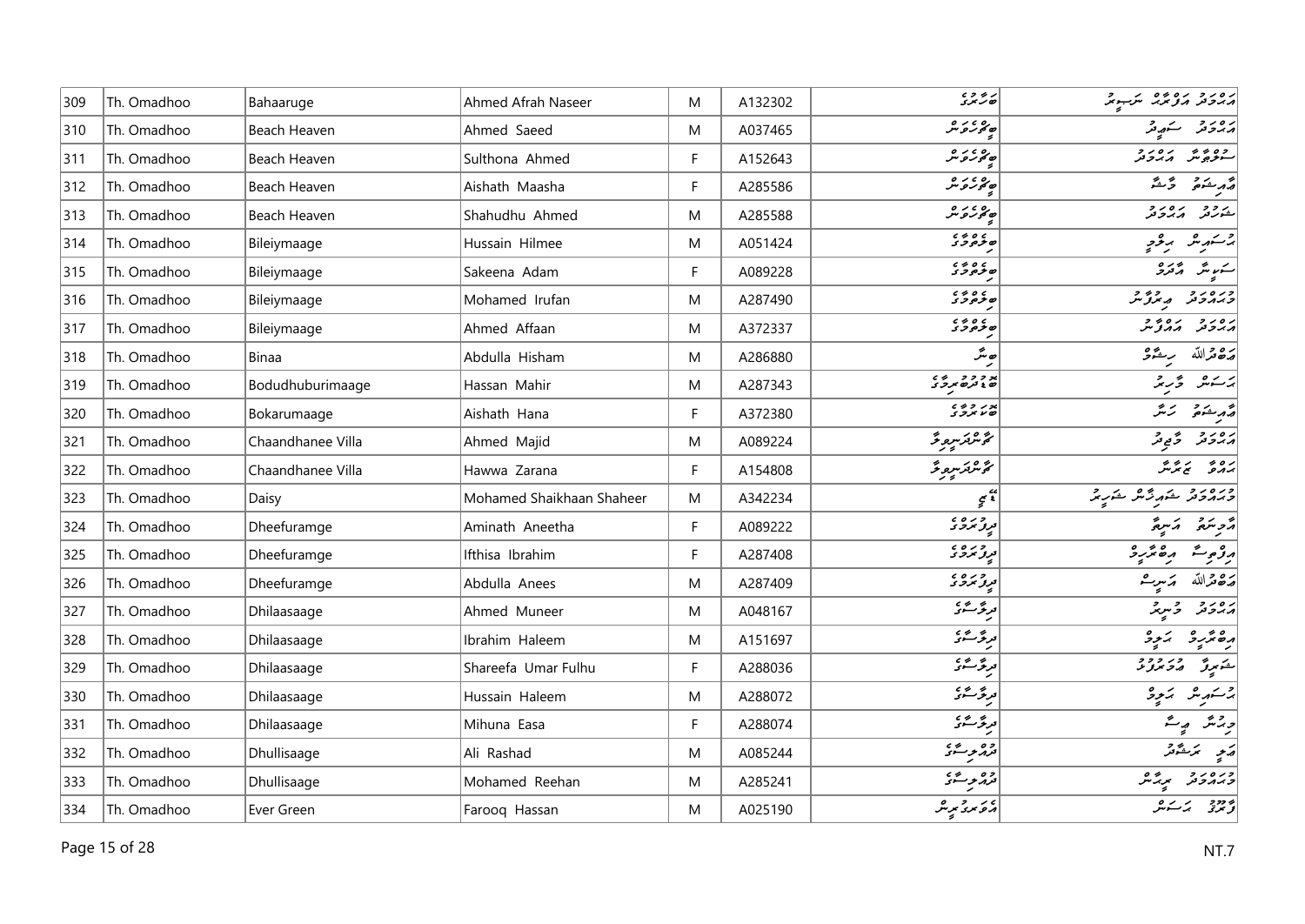| 309 | Th. Omadhoo | Bahaaruge | Ahmed Afrah Naseer | M | A132302 | ބަހާރުގެ | އަހުމަދު އަފްރާހް ނަސީރު |
|---|---|---|---|---|---|---|---|
| 310 | Th. Omadhoo | Beach Heaven | Ahmed Saeed | M | A037465 | ބީޗްހެވަން | އަހުމަދު ސަޢީދު |
| 311 | Th. Omadhoo | Beach Heaven | Sulthona Ahmed | F | A152643 | ބީޗްހެވަން | ސުލްޠޯނާ އަހުމަދު |
| 312 | Th. Omadhoo | Beach Heaven | Aishath Maasha | F | A285586 | ބީޗްހެވަން | އާއިޝަތު މާޝާ |
| 313 | Th. Omadhoo | Beach Heaven | Shahudhu Ahmed | M | A285588 | ބީޗްހެވަން | ޝަހުދު އަހުމަދު |
| 314 | Th. Omadhoo | Bileiymaage | Hussain Hilmee | M | A051424 | ބިލެތްމާގެ | ހުސައިން ހިލްމީ |
| 315 | Th. Omadhoo | Bileiymaage | Sakeena Adam | F | A089228 | ބިލެތްމާގެ | ސަކީނާ އާދަމް |
| 316 | Th. Omadhoo | Bileiymaage | Mohamed Irufan | M | A287490 | ބިލެތްމާގެ | މުޙައްމަދު އިރުފާން |
| 317 | Th. Omadhoo | Bileiymaage | Ahmed Affaan | M | A372337 | ބިލެތްމާގެ | އަހުމަދު އައްފާން |
| 318 | Th. Omadhoo | Binaa | Abdulla Hisham | M | A286880 | ބިނާ | އަބްދުﷲ ހިشާމް |
| 319 | Th. Omadhoo | Bodudhuburimaage | Hassan Mahir | M | A287343 | ބޮޑުދުބުރިމާގެ | ހަސަން މާހިރު |
| 320 | Th. Omadhoo | Bokarumaage | Aishath Hana | F | A372380 | ބޮކަރުމާގެ | އާއިޝަތު ހަނާ |
| 321 | Th. Omadhoo | Chaandhanee Villa | Ahmed Majid | M | A089224 | ޗާންދަނީވިލާ | އަހުމަދު މާޖިދު |
| 322 | Th. Omadhoo | Chaandhanee Villa | Hawwa Zarana | F | A154808 | ޗާންދަނީވިލާ | ހައްވާ ޒަރާނާ |
| 323 | Th. Omadhoo | Daisy | Mohamed Shaikhaan Shaheer | M | A342234 | ޑޭޒީ | މުޙައްމަދު ޝައިހާން ޝަހީރު |
| 324 | Th. Omadhoo | Dheefuramge | Aminath Aneetha | F | A089222 | ދީފުރަމްގެ | އާމިނަތު އަނީތާ |
| 325 | Th. Omadhoo | Dheefuramge | Ifthisa Ibrahim | F | A287408 | ދީފުރަމްގެ | އިފްތިސާ އިބްރާހީމް |
| 326 | Th. Omadhoo | Dheefuramge | Abdulla Anees | M | A287409 | ދީފުރަމްގެ | އަބްދުﷲ އަނީސް |
| 327 | Th. Omadhoo | Dhilaasaage | Ahmed Muneer | M | A048167 | ދިލާސާގެ | އަހުމަދު މުނީރު |
| 328 | Th. Omadhoo | Dhilaasaage | Ibrahim Haleem | M | A151697 | ދިލާސާގެ | އިބްރާހީމް ހަލީމް |
| 329 | Th. Omadhoo | Dhilaasaage | Shareefa Umar Fulhu | F | A288036 | ދިލާސާގެ | ޝަރީފާ އުމަރުފުޅު |
| 330 | Th. Omadhoo | Dhilaasaage | Hussain Haleem | M | A288072 | ދިލާސާގެ | ހުސައިން ހަލީމް |
| 331 | Th. Omadhoo | Dhilaasaage | Mihuna Easa | F | A288074 | ދިލާސާގެ | މިހުނާ ޢީސާ |
| 332 | Th. Omadhoo | Dhullisaage | Ali Rashad | M | A085244 | ދުއްލިސާގެ | އަލި ރަޝާދު |
| 333 | Th. Omadhoo | Dhullisaage | Mohamed Reehan | M | A285241 | ދުއްލިސާގެ | މުޙައްމަދު ރީހާން |
| 334 | Th. Omadhoo | Ever Green | Farooq Hassan | M | A025190 | އެވަރގްރީން | ފާރޫގު ހަސަން |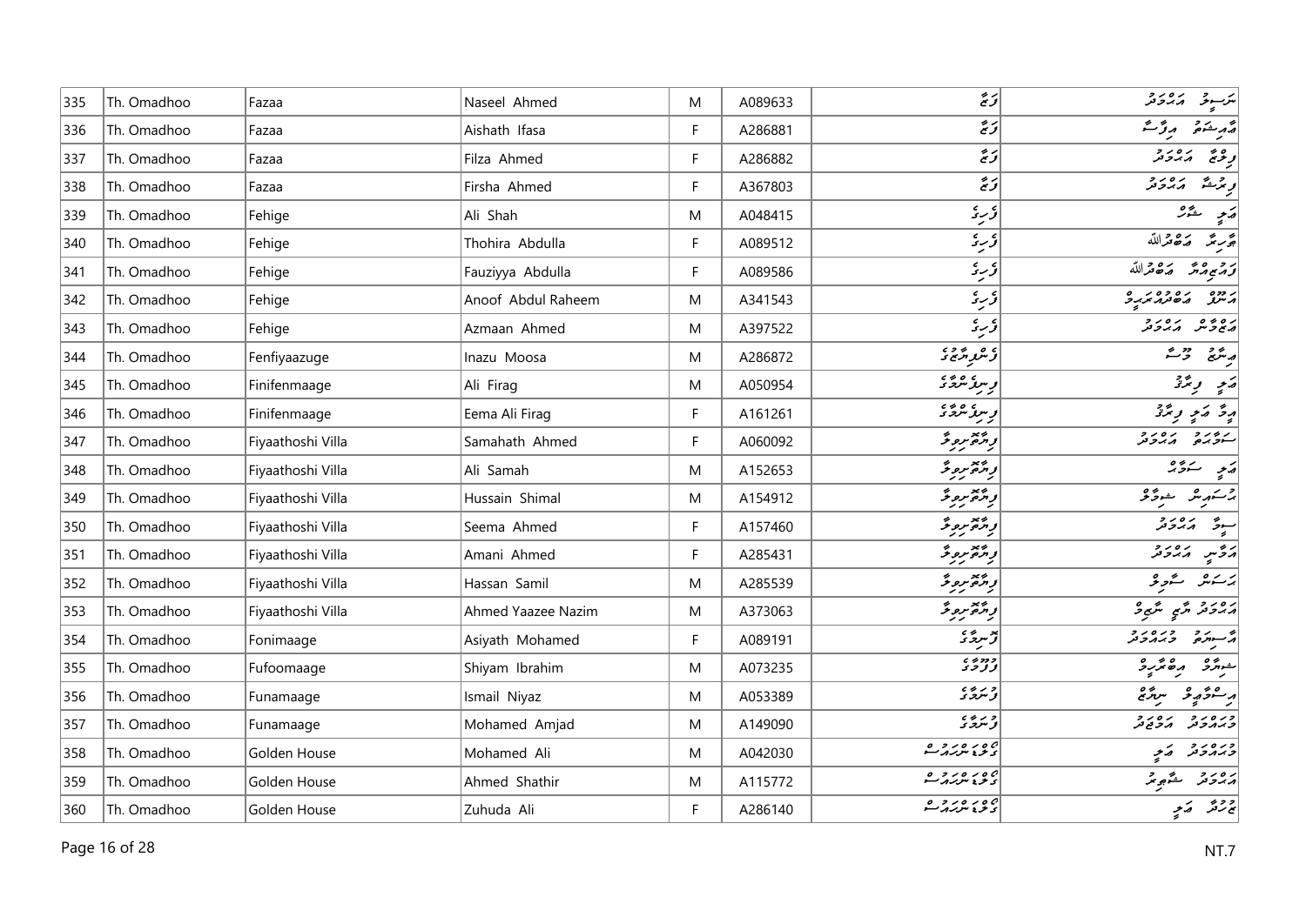| 335 | Th. Omadhoo | Fazaa | Naseel Ahmed | M | A089633 | ޱަޒާ | ނަސީލް އަޙްމަދު |
|---|---|---|---|---|---|---|---|
| 336 | Th. Omadhoo | Fazaa | Aishath Ifasa | F | A286881 | ފަޒާ | އާއިޝަތު އިފާސާ |
| 337 | Th. Omadhoo | Fazaa | Filza Ahmed | F | A286882 | ފަޒާ | ފިލްޒާ އަޙްމަދު |
| 338 | Th. Omadhoo | Fazaa | Firsha Ahmed | F | A367803 | ފަޒާ | ފިރުޝާ އަޙްމަދު |
| 339 | Th. Omadhoo | Fehige | Ali Shah | M | A048415 | ފެހިގެ | އަލި ޝާހް |
| 340 | Th. Omadhoo | Fehige | Thohira Abdulla | F | A089512 | ފެހިގެ | ޠާހިރާ އަބްދުﷲ |
| 341 | Th. Omadhoo | Fehige | Fauziyya Abdulla | F | A089586 | ފެހިގެ | ފައުޒިއްޔާ އަބްދުﷲ |
| 342 | Th. Omadhoo | Fehige | Anoof Abdul Raheem | M | A341543 | ފެހިގެ | އަނޫފް އަބްދުއްރަޙީމް |
| 343 | Th. Omadhoo | Fehige | Azmaan Ahmed | M | A397522 | ފެހިގެ | އަޒްމާން އަޙްމަދު |
| 344 | Th. Omadhoo | Fenfiyaazuge | Inazu Moosa | M | A286872 | ފެންފިޔާޒުގެ | އިނާޒު މޫސާ |
| 345 | Th. Omadhoo | Finifenmaage | Ali Firag | M | A050954 | ފިނިފެންމާގެ | އަލި ފިރާގު |
| 346 | Th. Omadhoo | Finifenmaage | Eema Ali Firag | F | A161261 | ފިނިފެންމާގެ | އީމާ އަލި ފިރާގު |
| 347 | Th. Omadhoo | Fiyaathoshi Villa | Samahath Ahmed | F | A060092 | ފިޔާތޮށިވިލާ | ސަމަހަތު އަޙްމަދު |
| 348 | Th. Omadhoo | Fiyaathoshi Villa | Ali Samah | M | A152653 | ފިޔާތޮށިވިލާ | އަލި ސަމާހް |
| 349 | Th. Omadhoo | Fiyaathoshi Villa | Hussain Shimal | M | A154912 | ފިޔާތޮށިވިލާ | ހުސައިން ޝިމާލް |
| 350 | Th. Omadhoo | Fiyaathoshi Villa | Seema Ahmed | F | A157460 | ފިޔާތޮށިވިލާ | ސީމާ އަޙްމަދު |
| 351 | Th. Omadhoo | Fiyaathoshi Villa | Amani Ahmed | F | A285431 | ފިޔާތޮށިވިލާ | އަމާނީ އަޙްމަދު |
| 352 | Th. Omadhoo | Fiyaathoshi Villa | Hassan Samil | M | A285539 | ފިޔާތޮށިވިލާ | ހަސަން ސާމިލް |
| 353 | Th. Omadhoo | Fiyaathoshi Villa | Ahmed Yaazee Nazim | M | A373063 | ފިޔާތޮށިވިލާ | އަޙްމަދު ޔާޒީ ނާޒިމް |
| 354 | Th. Omadhoo | Fonimaage | Asiyath Mohamed | F | A089191 | ފޮނިމާގެ | އާސިޔަތު މުޙައްމަދު |
| 355 | Th. Omadhoo | Fufoomaage | Shiyam Ibrahim | M | A073235 | ފުފޫމާގެ | ޝިޔާމް އިބްރާހީމް |
| 356 | Th. Omadhoo | Funamaage | Ismail Niyaz | M | A053389 | ފުނަމާގެ | އިސްމާއީލް ނިޔާޒް |
| 357 | Th. Omadhoo | Funamaage | Mohamed Amjad | M | A149090 | ފުނަމާގެ | މުޙައްމަދު އަމްޖަދު |
| 358 | Th. Omadhoo | Golden House | Mohamed Ali | M | A042030 | ގޯލްޑެންހައުސް | މުޙައްމަދު އަލި |
| 359 | Th. Omadhoo | Golden House | Ahmed Shathir | M | A115772 | ގޯލްޑެންހައުސް | އަޙްމަދު ޝާތިރު |
| 360 | Th. Omadhoo | Golden House | Zuhuda Ali | F | A286140 | ގޯލްޑެންހައުސް | ޒުހުދާ އަލި |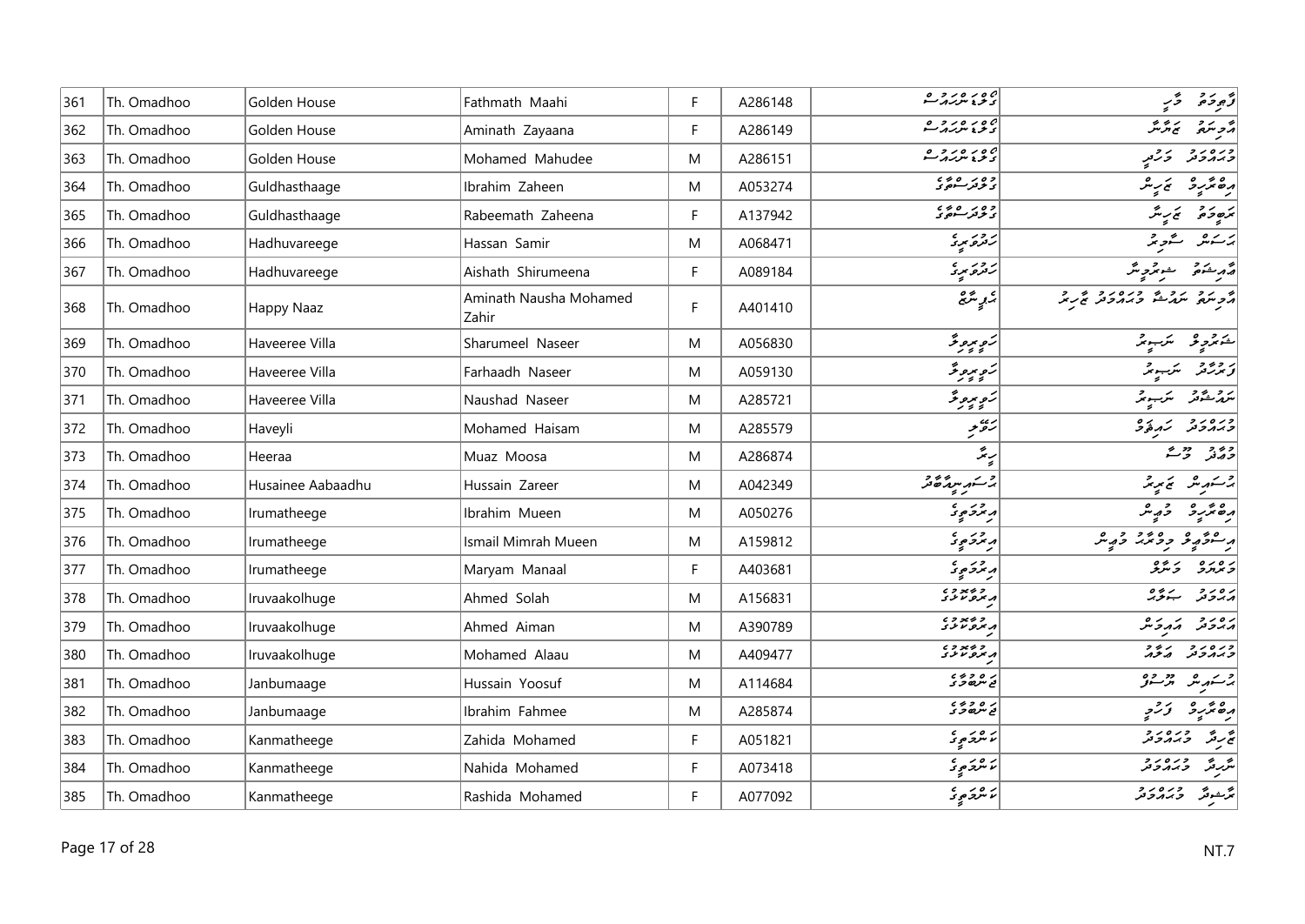| 361 | Th. Omadhoo | Golden House | Fathmath Maahi | F | A286148 | ގޯލްޑަން ހައުސް | ފާތިމަތު މާހި |
|---|---|---|---|---|---|---|---|
| 362 | Th. Omadhoo | Golden House | Aminath Zayaana | F | A286149 | ގޯލްޑަން ހައުސް | އާމިނަތު ޒަޔާނާ |
| 363 | Th. Omadhoo | Golden House | Mohamed Mahudee | M | A286151 | ގޯލްޑަން ހައުސް | މުހައްމަދު މަހުދީ |
| 364 | Th. Omadhoo | Guldhasthaage | Ibrahim Zaheen | M | A053274 | ގުލްދަސްތާގެ | އިބްރާހީމް ޒަހީން |
| 365 | Th. Omadhoo | Guldhasthaage | Rabeemath Zaheena | F | A137942 | ގުލްދަސްތާގެ | ރަބީމަތު ޒަހީނާ |
| 366 | Th. Omadhoo | Hadhuvareege | Hassan Samir | M | A068471 | ހަދުވަރީގެ | ހަސަން ސާމިރު |
| 367 | Th. Omadhoo | Hadhuvareege | Aishath Shirumeena | F | A089184 | ހަދުވަރީގެ | އާއިޝަތު ޝިރުމީނާ |
| 368 | Th. Omadhoo | Happy Naaz | Aminath Nausha Mohamed Zahir | F | A401410 | ހެޕީ ނާޒް | އާމިނަތު ނައުޝާ މުހައްމަދު ޒާހިރު |
| 369 | Th. Omadhoo | Haveeree Villa | Sharumeel Naseer | M | A056830 | ހަވީރީ ވިލާ | ޝަރުމީލް ނަސީރު |
| 370 | Th. Omadhoo | Haveeree Villa | Farhaadh Naseer | M | A059130 | ހަވީރީ ވިލާ | ފަރުހާދު ނަސީރު |
| 371 | Th. Omadhoo | Haveeree Villa | Naushad Naseer | M | A285721 | ހަވީރީ ވިލާ | ނައުޝާދު ނަސީރު |
| 372 | Th. Omadhoo | Haveyli | Mohamed Haisam | M | A285579 | ހަވޭލި | މުހައްމަދު ހައިސަމް |
| 373 | Th. Omadhoo | Heeraa | Muaz Moosa | M | A286874 | ހީރާ | މުޢާޒު މޫސާ |
| 374 | Th. Omadhoo | Husainee Aabaadhu | Hussain Zareer | M | A042349 | ހުސައިނީއާބާދު | ހުސައިން ޒަރީރު |
| 375 | Th. Omadhoo | Irumatheege | Ibrahim Mueen | M | A050276 | އިރުމަތީގެ | އިބްރާހީމް މުޢީން |
| 376 | Th. Omadhoo | Irumatheege | Ismail Mimrah Mueen | M | A159812 | އިރުމަތީގެ | އިސްމާޢީލް މިމްރާހް މުޢީން |
| 377 | Th. Omadhoo | Irumatheege | Maryam Manaal | F | A403681 | އިރުމަތީގެ | މަރްޔަމް މަނާލް |
| 378 | Th. Omadhoo | Iruvaakolhuge | Ahmed Solah | M | A156831 | އިރުވާކޮޅުގެ | އަޙްމަދު ޞަލާޙް |
| 379 | Th. Omadhoo | Iruvaakolhuge | Ahmed Aiman | M | A390789 | އިރުވާކޮޅުގެ | އަޙްމަދު އައިމަން |
| 380 | Th. Omadhoo | Iruvaakolhuge | Mohamed Alaau | M | A409477 | އިރުވާކޮޅުގެ | މުހައްމަދު އަލާއު |
| 381 | Th. Omadhoo | Janbumaage | Hussain Yoosuf | M | A114684 | ޖަންބުމާގެ | ހުސައިން ޔޫސުފް |
| 382 | Th. Omadhoo | Janbumaage | Ibrahim Fahmee | M | A285874 | ޖަންބުމާގެ | އިބްރާހީމް ފަހުމީ |
| 383 | Th. Omadhoo | Kanmatheege | Zahida Mohamed | F | A051821 | ކަންމަތީގެ | ޒާހިދާ މުހައްމަދު |
| 384 | Th. Omadhoo | Kanmatheege | Nahida Mohamed | F | A073418 | ކަންމަތީގެ | ނާހިދާ މުހައްމަދު |
| 385 | Th. Omadhoo | Kanmatheege | Rashida Mohamed | F | A077092 | ކަންމަތީގެ | ރާޝިދާ މުހައްމަދު |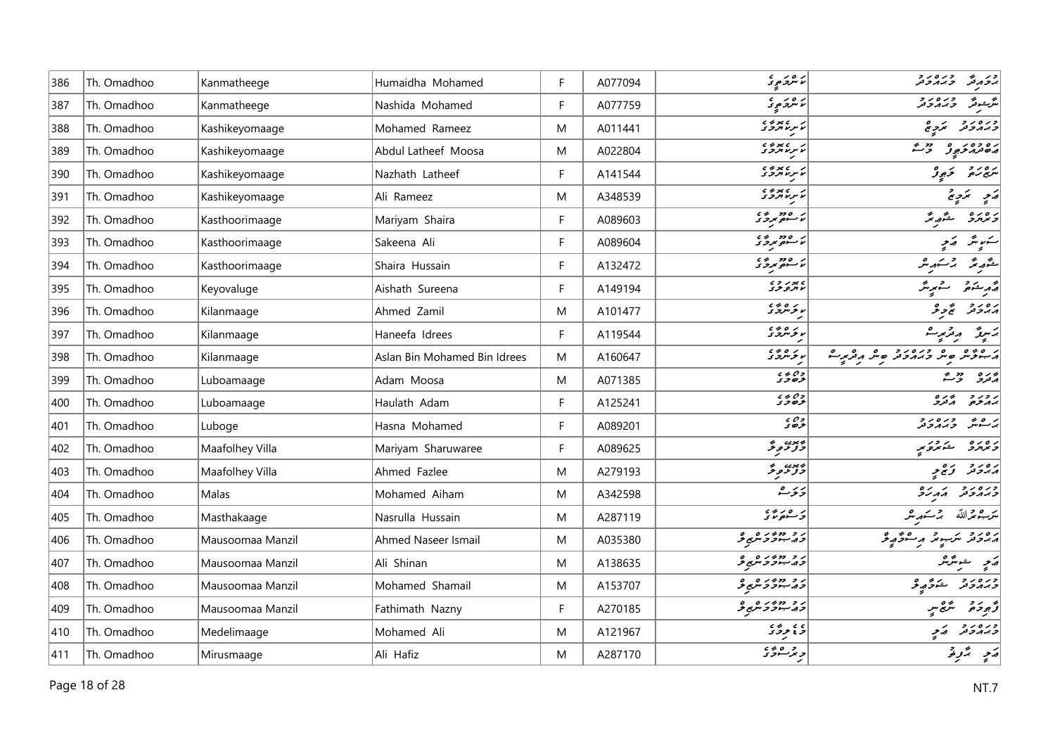| 386 | Th. Omadhoo | Kanmatheege | Humaidha Mohamed | F | A077094 | ކަންމަތީގެ | ހުމައިދާ މުހައްމަދު |
|---|---|---|---|---|---|---|---|
| 387 | Th. Omadhoo | Kanmatheege | Nashida Mohamed | F | A077759 | ކަންމަތީގެ | ނާޝިދާ މުހައްމަދު |
| 388 | Th. Omadhoo | Kashikeyomaage | Mohamed Rameez | M | A011441 | ކަށިކޭޔޮމާގެ | މުހައްމަދު ރަމީޒު |
| 389 | Th. Omadhoo | Kashikeyomaage | Abdul Latheef Moosa | M | A022804 | ކަށިކޭޔޮމާގެ | އަބްދުއްލަތީފު މޫސާ |
| 390 | Th. Omadhoo | Kashikeyomaage | Nazhath Latheef | F | A141544 | ކަށިކޭޔޮމާގެ | ނަޒްހަތު ލަތީފު |
| 391 | Th. Omadhoo | Kashikeyomaage | Ali Rameez | M | A348539 | ކަށިކޭޔޮމާގެ | އަލި ރަމީޒު |
| 392 | Th. Omadhoo | Kasthoorimaage | Mariyam Shaira | F | A089603 | ކަސްތޫރިމާގެ | މަރިޔަމް ޝާއިރާ |
| 393 | Th. Omadhoo | Kasthoorimaage | Sakeena Ali | F | A089604 | ކަސްތޫރިމާގެ | ސަކީނާ އަލި |
| 394 | Th. Omadhoo | Kasthoorimaage | Shaira Hussain | F | A132472 | ކަސްތޫރިމާގެ | ޝާއިރާ ހުސައިން |
| 395 | Th. Omadhoo | Keyovaluge | Aishath Sureena | F | A149194 | ކޭޔޮވަލުގެ | އައިޝަތު ސުރީނާ |
| 396 | Th. Omadhoo | Kilanmaage | Ahmed Zamil | M | A101477 | ކިލަންމާގެ | އަޙްމަދު ޒާމިލް |
| 397 | Th. Omadhoo | Kilanmaage | Haneefa Idrees | F | A119544 | ކިލަންމާގެ | ހަނީފާ އިދުރީސް |
| 398 | Th. Omadhoo | Kilanmaage | Aslan Bin Mohamed Bin Idrees | M | A160647 | ކިލަންމާގެ | އަސްލާން ބިން މުހައްމަދު ބިން އިދުރީސް |
| 399 | Th. Omadhoo | Luboamaage | Adam Moosa | M | A071385 | ލުބޯމާގެ | އާދަމް މޫސާ |
| 400 | Th. Omadhoo | Luboamaage | Haulath Adam | F | A125241 | ލުބޯމާގެ | ހައުލަތު އާދަމް |
| 401 | Th. Omadhoo | Luboge | Hasna Mohamed | F | A089201 | ލުބޯގެ | ހަސްނާ މުހައްމަދު |
| 402 | Th. Omadhoo | Maafolhey Villa | Mariyam Sharuwaree | F | A089625 | މާފޮޅޭވިލާ | މަރިޔަމް ޝަރުވަރީ |
| 403 | Th. Omadhoo | Maafolhey Villa | Ahmed Fazlee | M | A279193 | މާފޮޅޭވިލާ | އަޙްމަދު ފަޟްލީ |
| 404 | Th. Omadhoo | Malas | Mohamed Aiham | M | A342598 | މަލަސް | މުހައްމަދު އައިހަމް |
| 405 | Th. Omadhoo | Masthakaage | Nasrulla Hussain | M | A287119 | މަސްތަކާގެ | ނަސްރުﷲ ހުސައިން |
| 406 | Th. Omadhoo | Mausoomaa Manzil | Ahmed Naseer Ismail | M | A035380 | މައުސޫމާމަންޒިލް | އަޙްމަދު ނަސީރު އިސްމާއީލް |
| 407 | Th. Omadhoo | Mausoomaa Manzil | Ali Shinan | M | A138635 | މައުސޫމާމަންޒިލް | އަލި ޝިނާން |
| 408 | Th. Omadhoo | Mausoomaa Manzil | Mohamed Shamail | M | A153707 | މައުސޫމާމަންޒިލް | މުހައްމަދު ޝަމާއިލް |
| 409 | Th. Omadhoo | Mausoomaa Manzil | Fathimath Nazny | F | A270185 | މައުސޫމާމަންޒިލް | ފާތިމަތު ނާޒްނީ |
| 410 | Th. Omadhoo | Medelimaage | Mohamed Ali | M | A121967 | މެދެލިމާގެ | މުހައްމަދު އަލި |
| 411 | Th. Omadhoo | Mirusmaage | Ali Hafiz | M | A287170 | މިރުސްމާގެ | އަލި ހާފިޒު |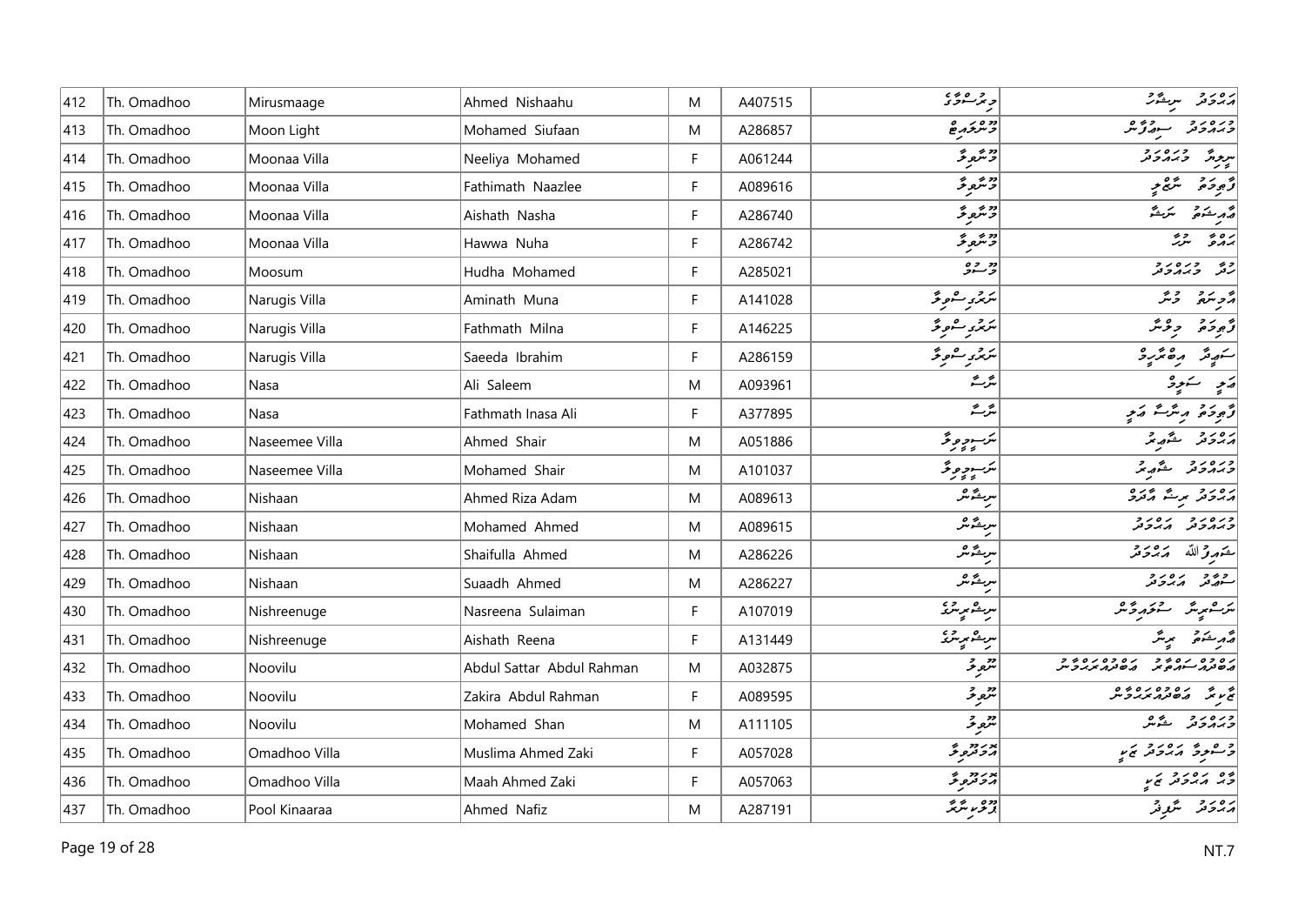| 412 | Th. Omadhoo | Mirusmaage | Ahmed Nishaahu | M | A407515 | ވިރުސްމާގެ | އަހުމަދު ނިޝާހު |
|---|---|---|---|---|---|---|---|
| 413 | Th. Omadhoo | Moon Light | Mohamed Siufaan | M | A286857 | މޫންލައިޓް | މުހައްމަދު ސިއުފާން |
| 414 | Th. Omadhoo | Moonaa Villa | Neeliya Mohamed | F | A061244 | މޫނާވިލާ | ނީލިޔާ މުހައްމަދު |
| 415 | Th. Omadhoo | Moonaa Villa | Fathimath Naazlee | F | A089616 | މޫނާވިލާ | ފާތިމަތު ނާޒްލީ |
| 416 | Th. Omadhoo | Moonaa Villa | Aishath Nasha | F | A286740 | މޫނާވިލާ | އައިޝަތު ނަޝާ |
| 417 | Th. Omadhoo | Moonaa Villa | Hawwa Nuha | F | A286742 | މޫނާވިލާ | ހައްވާ ނުހާ |
| 418 | Th. Omadhoo | Moosum | Hudha Mohamed | F | A285021 | މޫސުމް | ހުދާ މުހައްމަދު |
| 419 | Th. Omadhoo | Narugis Villa | Aminath Muna | F | A141028 | ނަރުގިސްވިލާ | އާމިނަތު މުނާ |
| 420 | Th. Omadhoo | Narugis Villa | Fathmath Milna | F | A146225 | ނަރުގިސްވިލާ | ފާތިމަތު މިލްނާ |
| 421 | Th. Omadhoo | Narugis Villa | Saeeda Ibrahim | F | A286159 | ނަރުގިސްވިލާ | ސަޢީދާ އިބްރާހީމް |
| 422 | Th. Omadhoo | Nasa | Ali Saleem | M | A093961 | ނާސާ | އަލި ސަލީމް |
| 423 | Th. Omadhoo | Nasa | Fathmath Inasa Ali | F | A377895 | ނާސާ | ފާތިމަތު އިނާސާ އަލި |
| 424 | Th. Omadhoo | Naseemee Villa | Ahmed Shair | M | A051886 | ނަސީމީވިލާ | އަހުމަދު ޝާއިރު |
| 425 | Th. Omadhoo | Naseemee Villa | Mohamed Shair | M | A101037 | ނަސީމީވިލާ | މުހައްމަދު ޝާއިރު |
| 426 | Th. Omadhoo | Nishaan | Ahmed Riza Adam | M | A089613 | ނިޝާން | އަހުމަދު ރިޟާ އާދަމް |
| 427 | Th. Omadhoo | Nishaan | Mohamed Ahmed | M | A089615 | ނިޝާން | މުހައްމަދު އަހުމަދު |
| 428 | Th. Omadhoo | Nishaan | Shaifulla Ahmed | M | A286226 | ނިޝާން | ޝައިފުﷲ އަހުމަދު |
| 429 | Th. Omadhoo | Nishaan | Suaadh Ahmed | M | A286227 | ނިޝާން | ސުޢާދު އަހުމަދު |
| 430 | Th. Omadhoo | Nishreenuge | Nasreena Sulaiman | F | A107019 | ނިޝްރީނުގެ | ނަސްރީނާ ސުލައިމާން |
| 431 | Th. Omadhoo | Nishreenuge | Aishath Reena | F | A131449 | ނިޝްރީނުގެ | އައިޝަތު ރީނާ |
| 432 | Th. Omadhoo | Noovilu | Abdul Sattar Abdul Rahman | M | A032875 | ނޫވިލު | އަބްދުލް ސައްތާރު އަބްދުލްރަޙްމާން |
| 433 | Th. Omadhoo | Noovilu | Zakira Abdul Rahman | F | A089595 | ނޫވިލު | ޒާކިރާ އަބްދުލްރަޙްމާން |
| 434 | Th. Omadhoo | Noovilu | Mohamed Shan | M | A111105 | ނޫވިލު | މުހައްމަދު ޝާން |
| 435 | Th. Omadhoo | Omadhoo Villa | Muslima Ahmed Zaki | F | A057028 | އޯމަދޫވިލާ | މުސްލިމާ އަހުމަދު ޒަކީ |
| 436 | Th. Omadhoo | Omadhoo Villa | Maah Ahmed Zaki | F | A057063 | އޯމަދޫވިލާ | މާހް އަހުމަދު ޒަކީ |
| 437 | Th. Omadhoo | Pool Kinaaraa | Ahmed Nafiz | M | A287191 | ޕޫލްކިނާރާ | އަހުމަދު ނާފިޒު |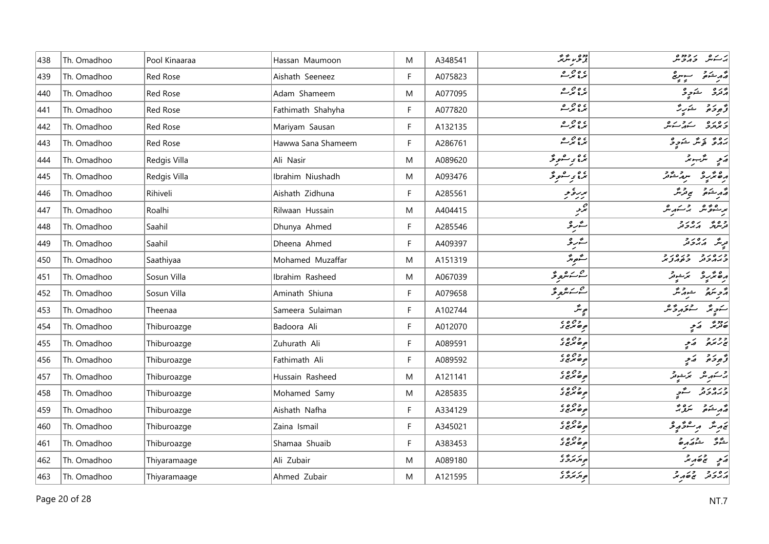| 438 | Th. Omadhoo | Pool Kinaaraa | Hassan Maumoon | M | A348541 | ތޫލްކިނާރާ | ޙަސަން މައުމޫން |
|---|---|---|---|---|---|---|---|
| 439 | Th. Omadhoo | Red Rose | Aishath Seeneez | F | A075823 | ރެޑްރޯސް | އައިޝަތު ސީނީޒް |
| 440 | Th. Omadhoo | Red Rose | Adam Shameem | M | A077095 | ރެޑްރޯސް | އާދަމް ޝަމީމް |
| 441 | Th. Omadhoo | Red Rose | Fathimath Shahyha | F | A077820 | ރެޑްރޯސް | ފާތިމަތު ޝަހީހާ |
| 442 | Th. Omadhoo | Red Rose | Mariyam Sausan | F | A132135 | ރެޑްރޯސް | މަރިޔަމް ސައުސަން |
| 443 | Th. Omadhoo | Red Rose | Hawwa Sana Shameem | F | A286761 | ރެޑްރޯސް | ޙައްވާ ޘަނާ ޝަމީމް |
| 444 | Th. Omadhoo | Redgis Villa | Ali Nasir | M | A089620 | ރެޑްގިސްވިލާ | އަލި ނާޞިރު |
| 445 | Th. Omadhoo | Redgis Villa | Ibrahim Niushadh | M | A093476 | ރެޑްގިސްވިލާ | އިބްރާހީމް ނިއުޝާދު |
| 446 | Th. Omadhoo | Rihiveli | Aishath Zidhuna | F | A285561 | ރިހިވެލި | އައިޝަތު ޒިދުނާ |
| 447 | Th. Omadhoo | Roalhi | Rilwaan Hussain | M | A404415 | ރޯޅި | ރިލްވާން ހުސައިން |
| 448 | Th. Omadhoo | Saahil | Dhunya Ahmed | F | A285546 | ސާހިލް | ދުންޔާ އަޙްމަދު |
| 449 | Th. Omadhoo | Saahil | Dheena Ahmed | F | A409397 | ސާހިލް | ދީނާ އަޙްމަދު |
| 450 | Th. Omadhoo | Saathiyaa | Mohamed Muzaffar | M | A151319 | ސާތިޔާ | މުޙައްމަދު މުޒައްފަރު |
| 451 | Th. Omadhoo | Sosun Villa | Ibrahim Rasheed | M | A067039 | ސޯސަންވިލާ | އިބްރާހީމް ރަޝީދު |
| 452 | Th. Omadhoo | Sosun Villa | Aminath Shiuna | F | A079658 | ސޯސަންވިލާ | އާމިނަތު ޝިއުނާ |
| 453 | Th. Omadhoo | Theenaa | Sameera Sulaiman | F | A102744 | ތީނާ | ސަމީރާ ސުލައިމާން |
| 454 | Th. Omadhoo | Thiburoazge | Badoora Ali | F | A012070 | ތިބުރޯޒްގެ | ބަދޫރާ އަލި |
| 455 | Th. Omadhoo | Thiburoazge | Zuhurath Ali | F | A089591 | ތިބުރޯޒްގެ | ޒުހުރަތު އަލި |
| 456 | Th. Omadhoo | Thiburoazge | Fathimath Ali | F | A089592 | ތިބުރޯޒްގެ | ފާތިމަތު އަލި |
| 457 | Th. Omadhoo | Thiburoazge | Hussain Rasheed | M | A121141 | ތިބުރޯޒްގެ | ހުސައިން ރަޝީދު |
| 458 | Th. Omadhoo | Thiburoazge | Mohamed Samy | M | A285835 | ތިބުރޯޒްގެ | މުޙައްމަދު ސާމީ |
| 459 | Th. Omadhoo | Thiburoazge | Aishath Nafha | F | A334129 | ތިބުރޯޒްގެ | އައިޝަތު ނަފްހާ |
| 460 | Th. Omadhoo | Thiburoazge | Zaina Ismail | F | A345021 | ތިބުރޯޒްގެ | ޒައިނާ އިސްމާޢީލް |
| 461 | Th. Omadhoo | Thiburoazge | Shamaa Shuaib | F | A383453 | ތިބުރޯޒްގެ | ޝަމާ ޝުޢައިބު |
| 462 | Th. Omadhoo | Thiyaramaage | Ali Zubair | M | A089180 | ތިޔަރަމާގެ | އަލި ޒުބައިރު |
| 463 | Th. Omadhoo | Thiyaramaage | Ahmed Zubair | M | A121595 | ތިޔަރަމާގެ | އަޙްމަދު ޒުބައިރު |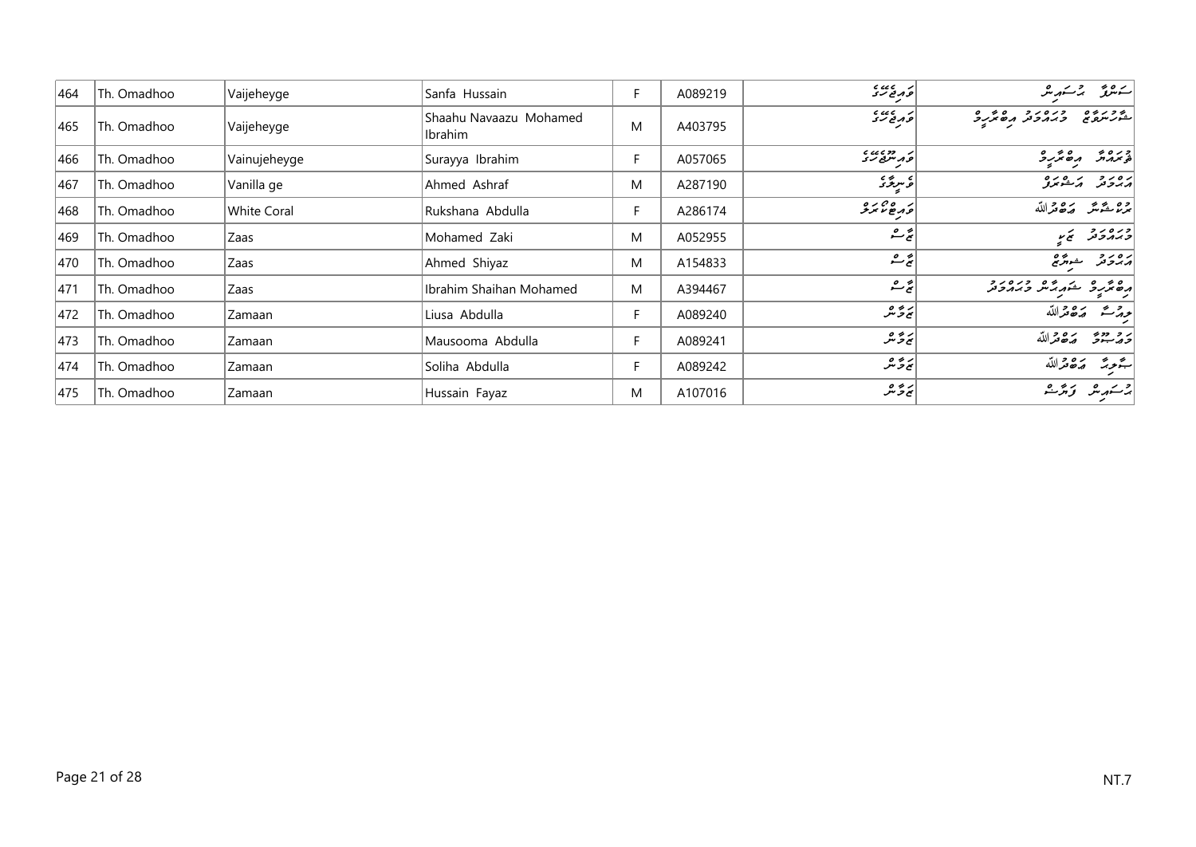| 464 | Th. Omadhoo | Vaijeheyge | Sanfa Hussain | F | A089219 | ޤައިޖެހޭގެ | ސަންފާ ހުސައިން |
|---|---|---|---|---|---|---|---|
| 465 | Th. Omadhoo | Vaijeheyge | Shaahu Navaazu Mohamed Ibrahim | M | A403795 | ވައިޖެހޭގެ | ޝާހު ނަވާޒު މުޙައްމަދު އިބްރާހީމް |
| 466 | Th. Omadhoo | Vainujeheyge | Surayya Ibrahim | F | A057065 | ވައިނުޖެހޭގެ | ޘުރައްޔާ އިބްރާހީމް |
| 467 | Th. Omadhoo | Vanilla ge | Ahmed Ashraf | M | A287190 | ވެނިލާގެ | އަޙްމަދު އަޝްރަފް |
| 468 | Th. Omadhoo | White Coral | Rukshana Abdulla | F | A286174 | ވައިޓްކޯރަލް | ރުކްޝާނާ އަބްދުﷲ |
| 469 | Th. Omadhoo | Zaas | Mohamed Zaki | M | A052955 | ޒާސް | މުޙައްމަދު ޒަކީ |
| 470 | Th. Omadhoo | Zaas | Ahmed Shiyaz | M | A154833 | ޒާސް | އަޙްމަދު ޝިޔާޒް |
| 471 | Th. Omadhoo | Zaas | Ibrahim Shaihan Mohamed | M | A394467 | ޒާސް | އިބްރާހީމް ޝައިހާން މުޙައްމަދު |
| 472 | Th. Omadhoo | Zamaan | Liusa Abdulla | F | A089240 | ޒަމާން | ލިއުސާ އަބްދުﷲ |
| 473 | Th. Omadhoo | Zamaan | Mausooma Abdulla | F | A089241 | ޒަމާން | މައުސޫމާ އަބްދުﷲ |
| 474 | Th. Omadhoo | Zamaan | Soliha Abdulla | F | A089242 | ޒަމާން | ޞާލިޙާ އަބްދުﷲ |
| 475 | Th. Omadhoo | Zamaan | Hussain Fayaz | M | A107016 | ޒަމާން | ހުސައިން ފައްޔާޒް |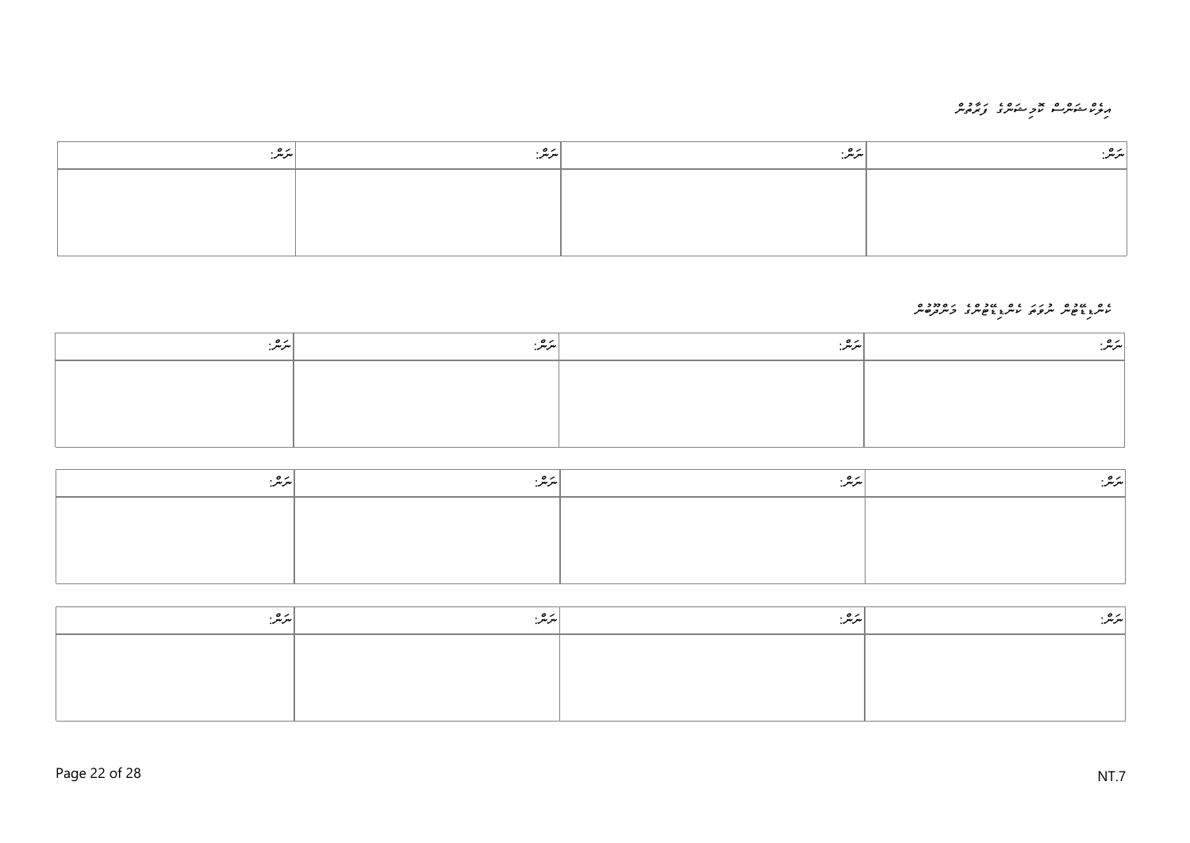# އިވެންޓަށްސް ކޯޑިނޭޓަރގެ ފަރާތުން

| ނަން: | ނަން: | ނަން: | ނަން: |
|---|---|---|---|
| | | | |

## ކުންފުނީގެ ނުވަތަ ކުންފުނީގެ މަސްއޫލުން

| ނަން: | ނަން: | ނަން: | ނަން: |
|---|---|---|---|
| | | | |

| ނަން: | ނަން: | ނަން: | ނަން: |
|---|---|---|---|
| | | | |

| ނަން: | ނަން: | ނަން: | ނަން: |
|---|---|---|---|
| | | | |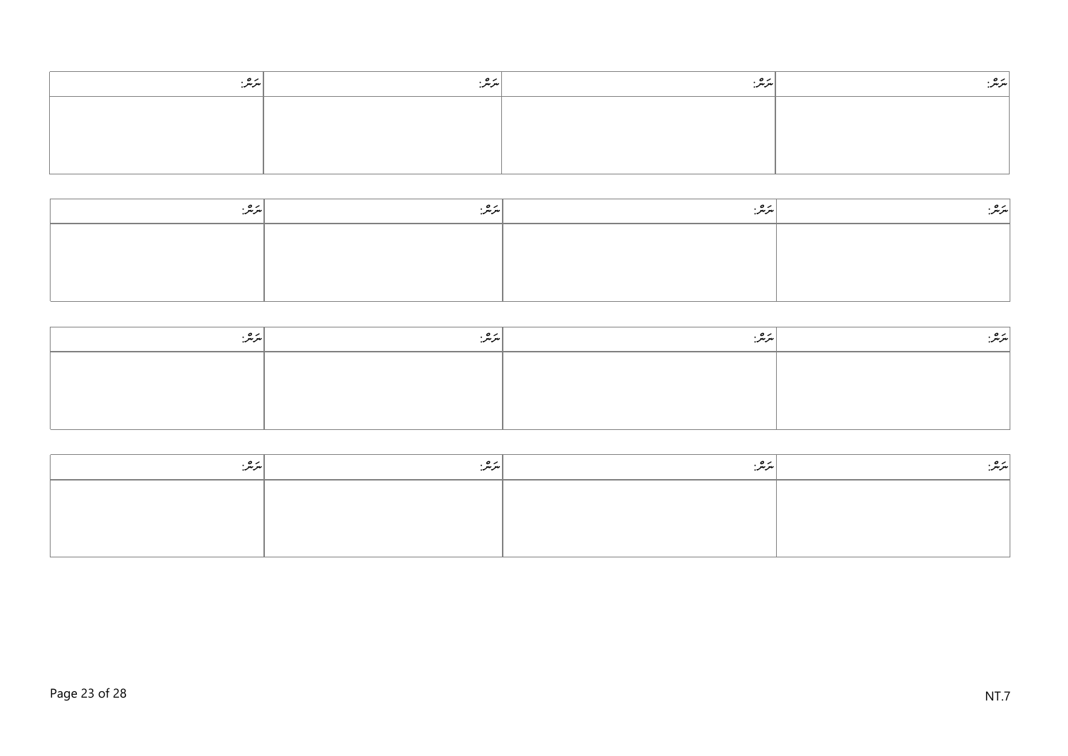| ނަންބަރ: | ނަންބަރ: | ނަންބަރ: | ނަންބަރ: |
| --- | --- | --- | --- |
| | | | |

| ނަންބަރ: | ނަންބަރ: | ނަންބަރ: | ނަންބަރ: |
| --- | --- | --- | --- |
| | | | |

| ނަންބަރ: | ނަންބަރ: | ނަންބަރ: | ނަންބަރ: |
| --- | --- | --- | --- |
| | | | |

| ނަންބަރ: | ނަންބަރ: | ނަންބަރ: | ނަންބަރ: |
| --- | --- | --- | --- |
| | | | |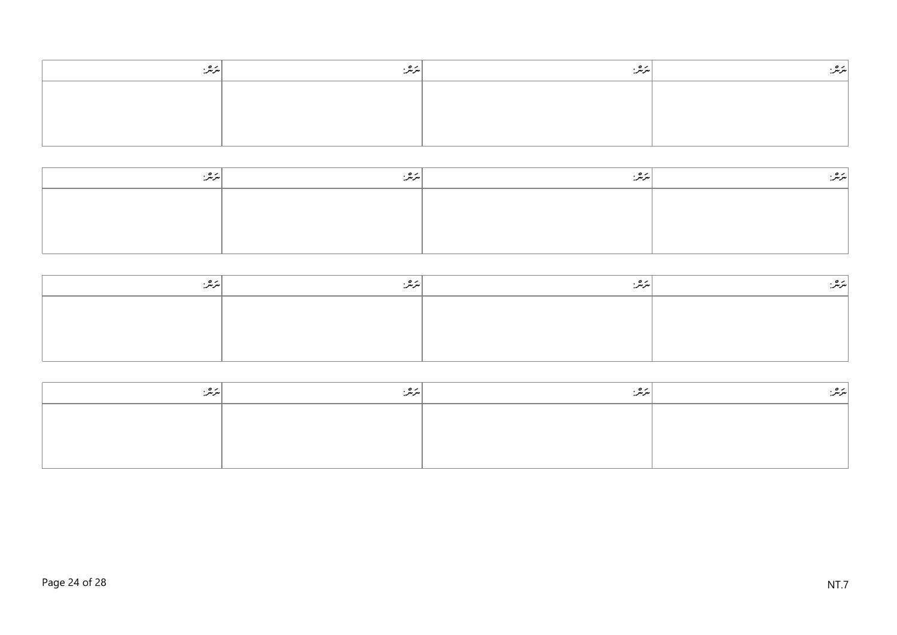| ނަރުދ: | ނަރުދ: | ނަރުދ: | ނަރުދ: |
| --- | --- | --- | --- |
| | | | |

| ނަރުދ: | ނަރުދ: | ނަރުދ: | ނަރުދ: |
| --- | --- | --- | --- |
| | | | |

| ނަރުދ: | ނަރުދ: | ނަރުދ: | ނަރުދ: |
| --- | --- | --- | --- |
| | | | |

| ނަރުދ: | ނަރުދ: | ނަރުދ: | ނަރުދ: |
| --- | --- | --- | --- |
| | | | |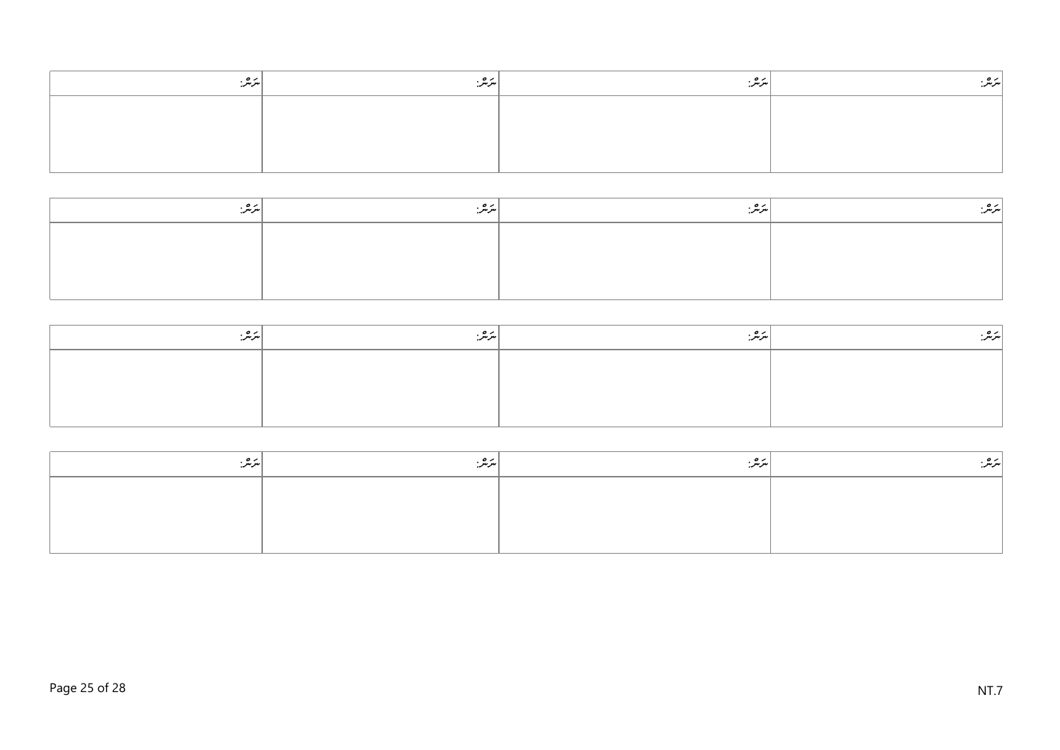| ތަރީޚް: | ތަރީޚް: | ތަރީޚް: | ތަރީޚް: |
| --- | --- | --- | --- |
| | | | |

| ތަރީޚް: | ތަރީޚް: | ތަރީޚް: | ތަރީޚް: |
| --- | --- | --- | --- |
| | | | |

| ތަރީޚް: | ތަރީޚް: | ތަރީޚް: | ތަރީޚް: |
| --- | --- | --- | --- |
| | | | |

| ތަރީޚް: | ތަރީޚް: | ތަރީޚް: | ތަރީޚް: |
| --- | --- | --- | --- |
| | | | |

NT.7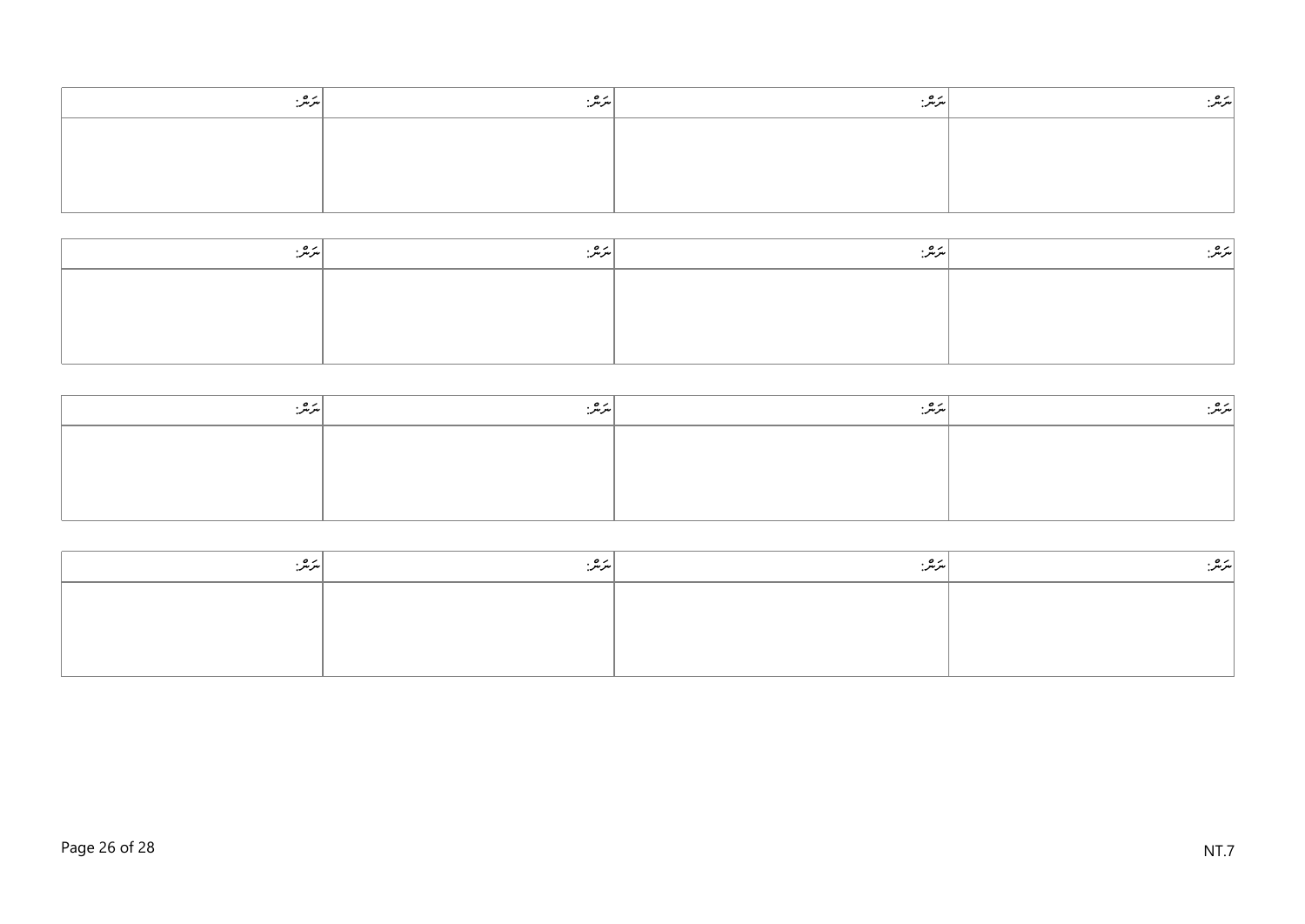| ނަރަށް: | ނަރަށް: | ނަރަށް: | ނަރަށް: |
| --- | --- | --- | --- |
| | | | |

| ނަރަށް: | ނަރަށް: | ނަރަށް: | ނަރަށް: |
| --- | --- | --- | --- |
| | | | |

| ނަރަށް: | ނަރަށް: | ނަރަށް: | ނަރަށް: |
| --- | --- | --- | --- |
| | | | |

| ނަރަށް: | ނަރަށް: | ނަރަށް: | ނަރަށް: |
| --- | --- | --- | --- |
| | | | |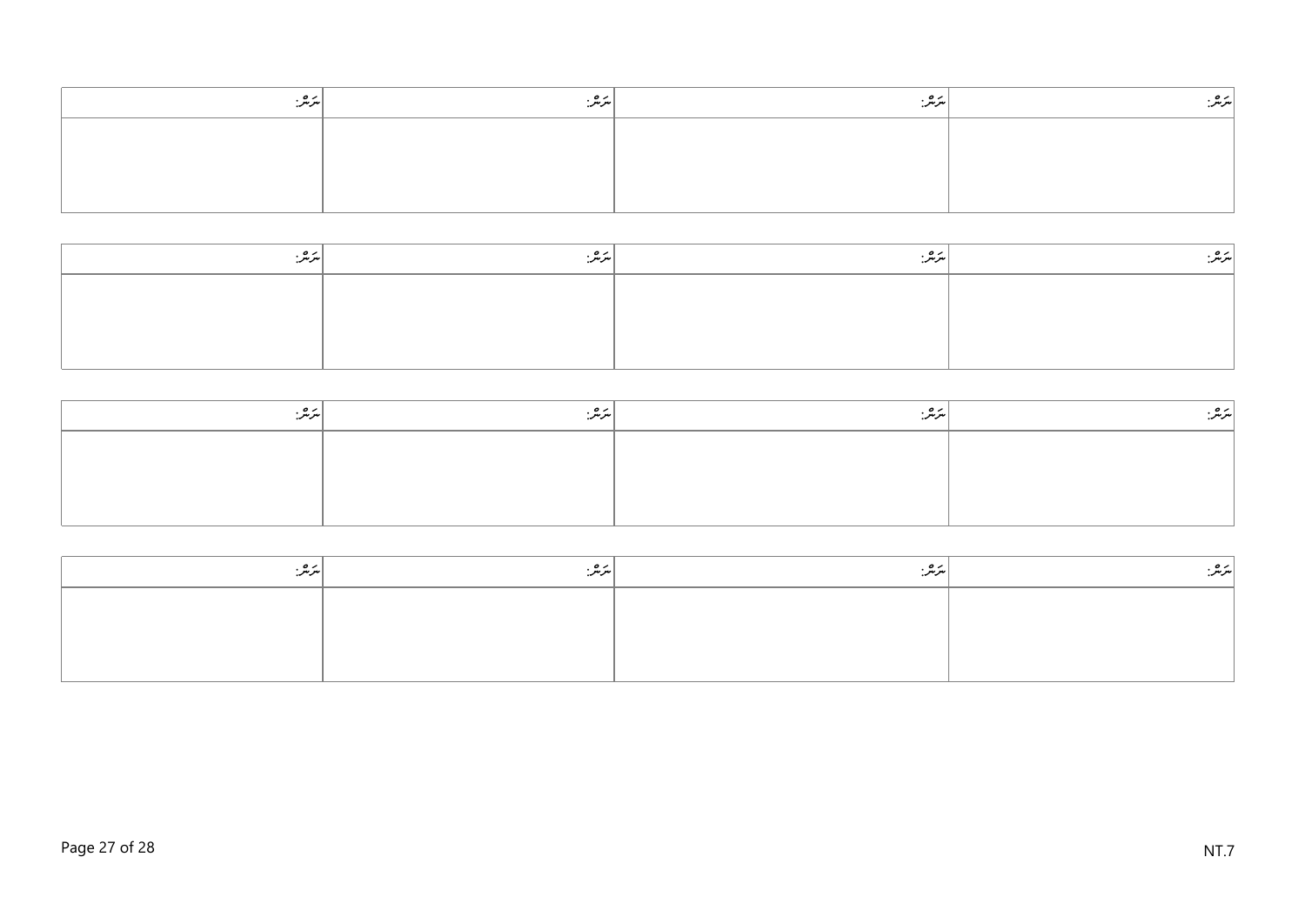| ނަރަށް: | ނަރަށް: | ނަރަށް: | ނަރަށް: |
| --- | --- | --- | --- |
| | | | |

| ނަރަށް: | ނަރަށް: | ނަރަށް: | ނަރަށް: |
| --- | --- | --- | --- |
| | | | |

| ނަރަށް: | ނަރަށް: | ނަރަށް: | ނަރަށް: |
| --- | --- | --- | --- |
| | | | |

| ނަރަށް: | ނަރަށް: | ނަރަށް: | ނަރަށް: |
| --- | --- | --- | --- |
| | | | |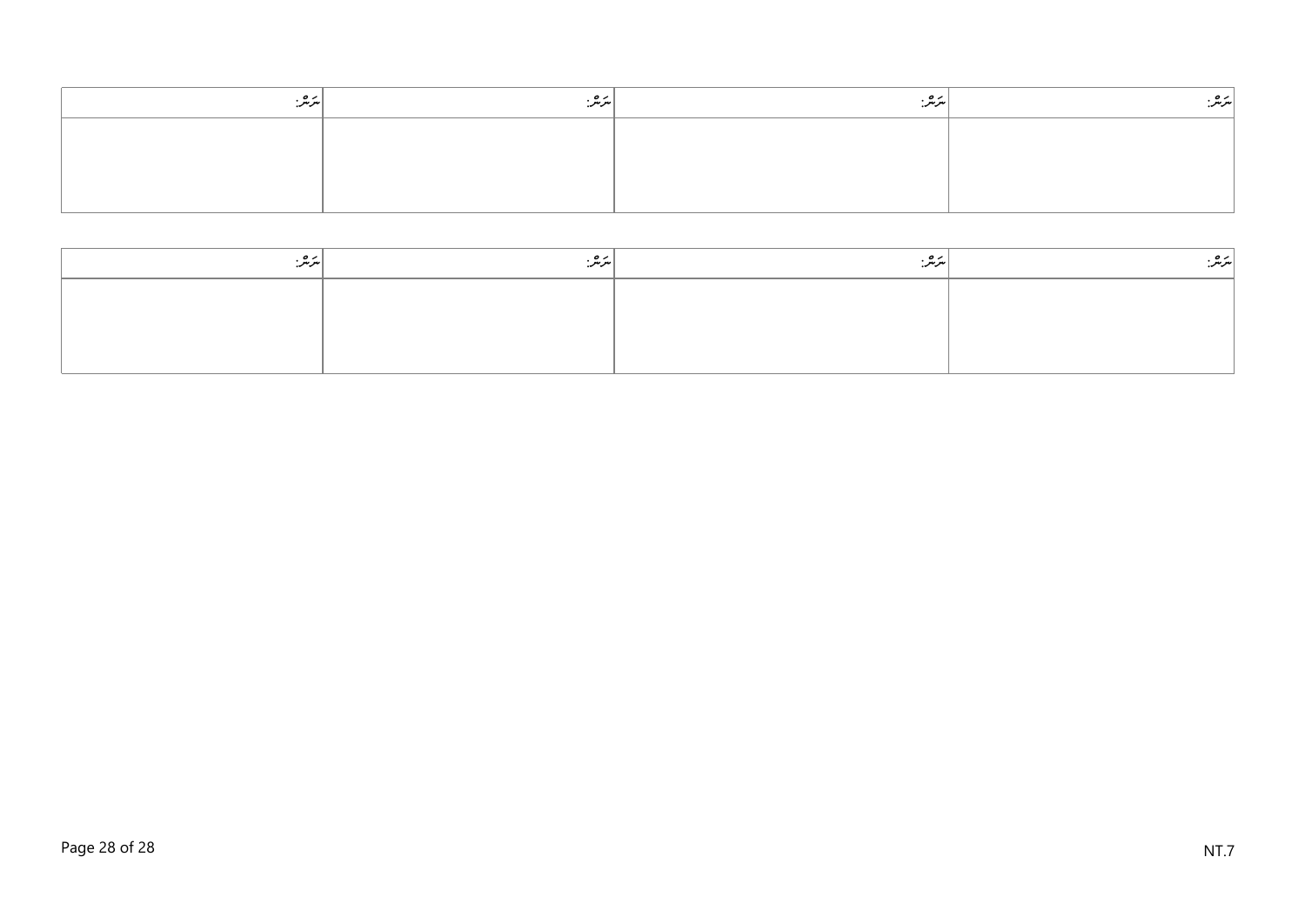| ނަންބަރު: | ނަންބަރު: | ނަންބަރު: | ނަންބަރު: |
|---|---|---|---|
| | | | |

| ނަންބަރު: | ނަންބަރު: | ނަންބަރު: | ނަންބަރު: |
|---|---|---|---|
| | | | |